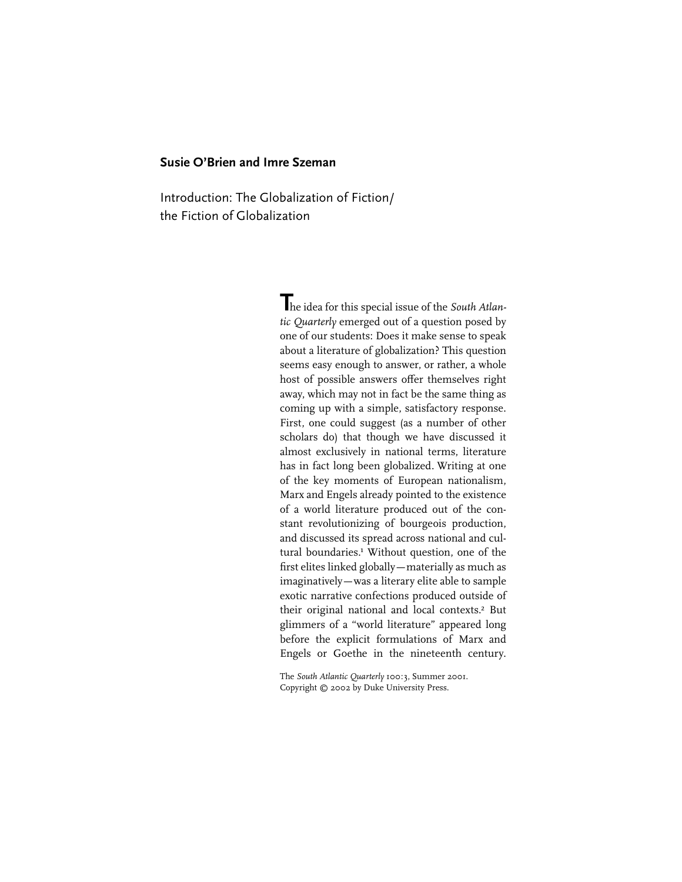**Susie O'Brien and Imre Szeman**

# Introduction: The Globalization of Fiction/ the Fiction of Globalization

The idea for this special issue of the *South Atlantic Quarterly* emerged out of a question posed by one of our students: Does it make sense to speak about a literature of globalization? This question seems easy enough to answer, or rather, a whole host of possible answers offer themselves right away, which may not in fact be the same thing as coming up with a simple, satisfactory response. First, one could suggest (as a number of other scholars do) that though we have discussed it almost exclusively in national terms, literature has in fact long been globalized. Writing at one of the key moments of European nationalism, Marx and Engels already pointed to the existence of a world literature produced out of the constant revolutionizing of bourgeois production, and discussed its spread across national and cultural boundaries.[1] Without question, one of the first elites linked globally—materially as much as imaginatively—was a literary elite able to sample exotic narrative confections produced outside of their original national and local contexts.[2] But glimmers of a "world literature" appeared long before the explicit formulations of Marx and Engels or Goethe in the nineteenth century.

The *South Atlantic Quarterly* 100:3, Summer 2001.
Copyright © 2002 by Duke University Press.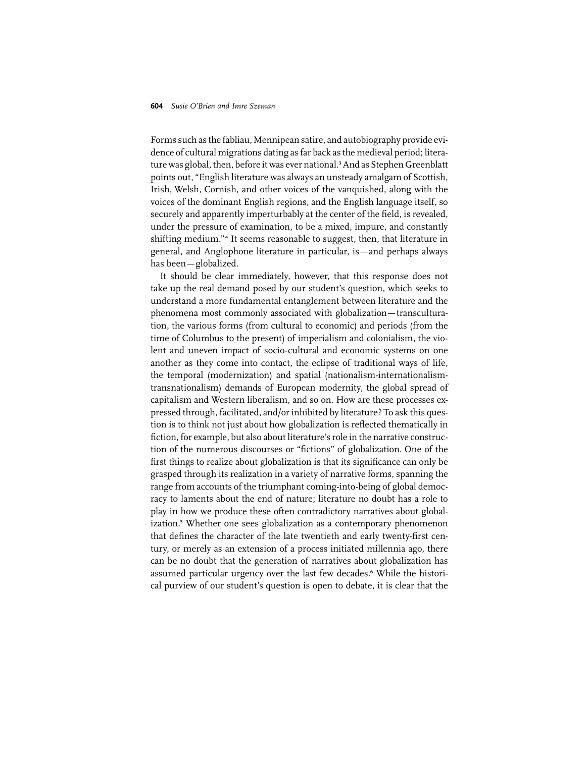Forms such as the fabliau, Mennipean satire, and autobiography provide evidence of cultural migrations dating as far back as the medieval period; literature was global, then, before it was ever national.[3] And as Stephen Greenblatt points out, "English literature was always an unsteady amalgam of Scottish, Irish, Welsh, Cornish, and other voices of the vanquished, along with the voices of the dominant English regions, and the English language itself, so securely and apparently imperturbably at the center of the field, is revealed, under the pressure of examination, to be a mixed, impure, and constantly shifting medium."[4] It seems reasonable to suggest, then, that literature in general, and Anglophone literature in particular, is—and perhaps always has been—globalized.

It should be clear immediately, however, that this response does not take up the real demand posed by our student's question, which seeks to understand a more fundamental entanglement between literature and the phenomena most commonly associated with globalization—transculturation, the various forms (from cultural to economic) and periods (from the time of Columbus to the present) of imperialism and colonialism, the violent and uneven impact of socio-cultural and economic systems on one another as they come into contact, the eclipse of traditional ways of life, the temporal (modernization) and spatial (nationalism-internationalism-transnationalism) demands of European modernity, the global spread of capitalism and Western liberalism, and so on. How are these processes expressed through, facilitated, and/or inhibited by literature? To ask this question is to think not just about how globalization is reflected thematically in fiction, for example, but also about literature's role in the narrative construction of the numerous discourses or "fictions" of globalization. One of the first things to realize about globalization is that its significance can only be grasped through its realization in a variety of narrative forms, spanning the range from accounts of the triumphant coming-into-being of global democracy to laments about the end of nature; literature no doubt has a role to play in how we produce these often contradictory narratives about globalization.[5] Whether one sees globalization as a contemporary phenomenon that defines the character of the late twentieth and early twenty-first century, or merely as an extension of a process initiated millennia ago, there can be no doubt that the generation of narratives about globalization has assumed particular urgency over the last few decades.[6] While the historical purview of our student's question is open to debate, it is clear that the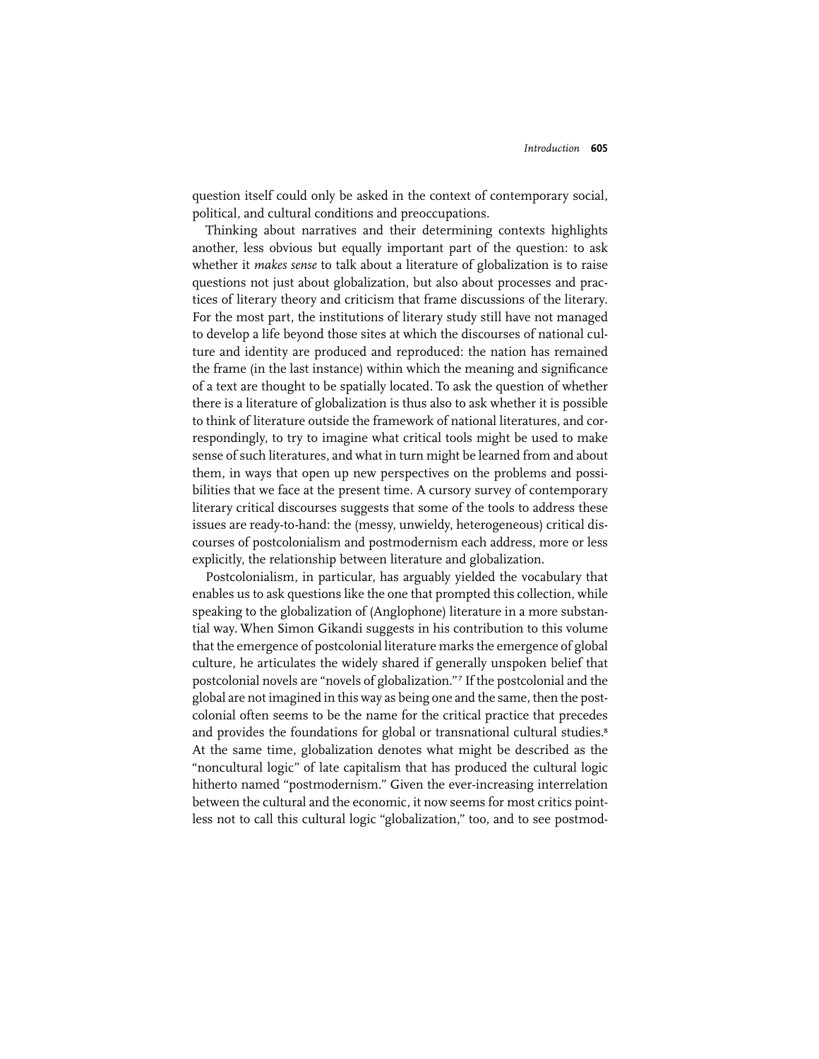question itself could only be asked in the context of contemporary social, political, and cultural conditions and preoccupations.

Thinking about narratives and their determining contexts highlights another, less obvious but equally important part of the question: to ask whether it *makes sense* to talk about a literature of globalization is to raise questions not just about globalization, but also about processes and practices of literary theory and criticism that frame discussions of the literary. For the most part, the institutions of literary study still have not managed to develop a life beyond those sites at which the discourses of national culture and identity are produced and reproduced: the nation has remained the frame (in the last instance) within which the meaning and significance of a text are thought to be spatially located. To ask the question of whether there is a literature of globalization is thus also to ask whether it is possible to think of literature outside the framework of national literatures, and correspondingly, to try to imagine what critical tools might be used to make sense of such literatures, and what in turn might be learned from and about them, in ways that open up new perspectives on the problems and possibilities that we face at the present time. A cursory survey of contemporary literary critical discourses suggests that some of the tools to address these issues are ready-to-hand: the (messy, unwieldy, heterogeneous) critical discourses of postcolonialism and postmodernism each address, more or less explicitly, the relationship between literature and globalization.

Postcolonialism, in particular, has arguably yielded the vocabulary that enables us to ask questions like the one that prompted this collection, while speaking to the globalization of (Anglophone) literature in a more substantial way. When Simon Gikandi suggests in his contribution to this volume that the emergence of postcolonial literature marks the emergence of global culture, he articulates the widely shared if generally unspoken belief that postcolonial novels are "novels of globalization."[7] If the postcolonial and the global are not imagined in this way as being one and the same, then the postcolonial often seems to be the name for the critical practice that precedes and provides the foundations for global or transnational cultural studies.[8] At the same time, globalization denotes what might be described as the "noncultural logic" of late capitalism that has produced the cultural logic hitherto named "postmodernism." Given the ever-increasing interrelation between the cultural and the economic, it now seems for most critics pointless not to call this cultural logic "globalization," too, and to see postmod-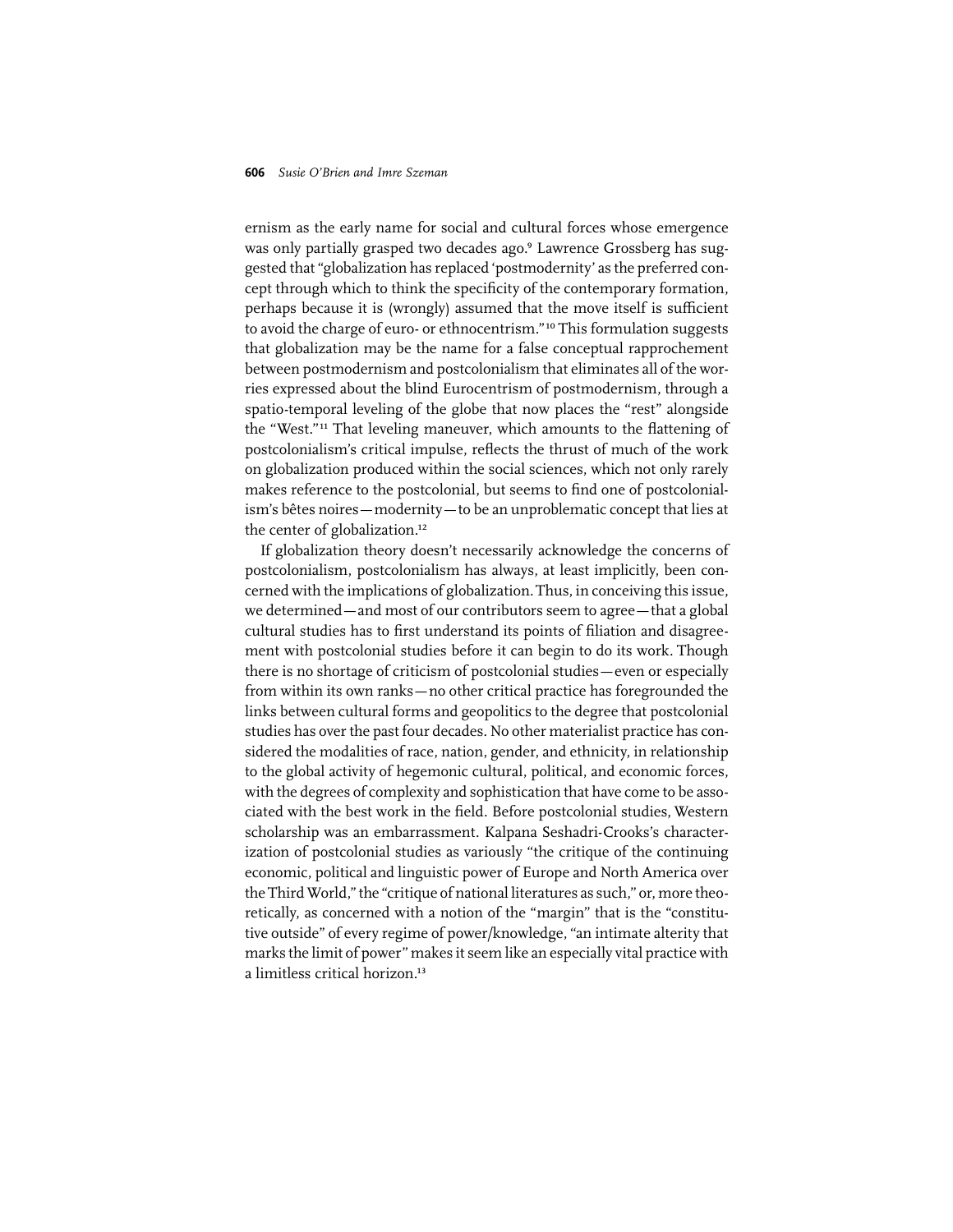ernism as the early name for social and cultural forces whose emergence was only partially grasped two decades ago.[9] Lawrence Grossberg has suggested that "globalization has replaced 'postmodernity' as the preferred concept through which to think the specificity of the contemporary formation, perhaps because it is (wrongly) assumed that the move itself is sufficient to avoid the charge of euro- or ethnocentrism."[10] This formulation suggests that globalization may be the name for a false conceptual rapprochement between postmodernism and postcolonialism that eliminates all of the worries expressed about the blind Eurocentrism of postmodernism, through a spatio-temporal leveling of the globe that now places the "rest" alongside the "West."[11] That leveling maneuver, which amounts to the flattening of postcolonialism's critical impulse, reflects the thrust of much of the work on globalization produced within the social sciences, which not only rarely makes reference to the postcolonial, but seems to find one of postcolonialism's bêtes noires—modernity—to be an unproblematic concept that lies at the center of globalization.[12]

If globalization theory doesn't necessarily acknowledge the concerns of postcolonialism, postcolonialism has always, at least implicitly, been concerned with the implications of globalization. Thus, in conceiving this issue, we determined—and most of our contributors seem to agree—that a global cultural studies has to first understand its points of filiation and disagreement with postcolonial studies before it can begin to do its work. Though there is no shortage of criticism of postcolonial studies—even or especially from within its own ranks—no other critical practice has foregrounded the links between cultural forms and geopolitics to the degree that postcolonial studies has over the past four decades. No other materialist practice has considered the modalities of race, nation, gender, and ethnicity, in relationship to the global activity of hegemonic cultural, political, and economic forces, with the degrees of complexity and sophistication that have come to be associated with the best work in the field. Before postcolonial studies, Western scholarship was an embarrassment. Kalpana Seshadri-Crooks's characterization of postcolonial studies as variously "the critique of the continuing economic, political and linguistic power of Europe and North America over the Third World," the "critique of national literatures as such," or, more theoretically, as concerned with a notion of the "margin" that is the "constitutive outside" of every regime of power/knowledge, "an intimate alterity that marks the limit of power" makes it seem like an especially vital practice with a limitless critical horizon.[13]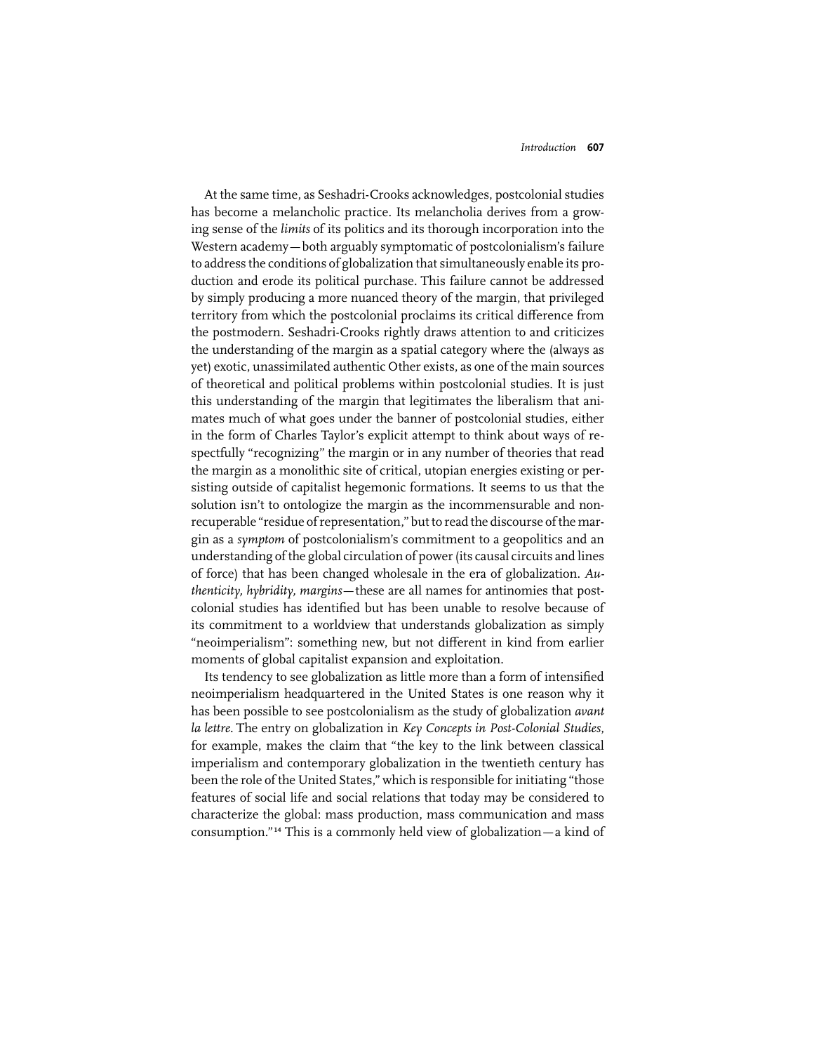At the same time, as Seshadri-Crooks acknowledges, postcolonial studies has become a melancholic practice. Its melancholia derives from a growing sense of the *limits* of its politics and its thorough incorporation into the Western academy—both arguably symptomatic of postcolonialism's failure to address the conditions of globalization that simultaneously enable its production and erode its political purchase. This failure cannot be addressed by simply producing a more nuanced theory of the margin, that privileged territory from which the postcolonial proclaims its critical difference from the postmodern. Seshadri-Crooks rightly draws attention to and criticizes the understanding of the margin as a spatial category where the (always as yet) exotic, unassimilated authentic Other exists, as one of the main sources of theoretical and political problems within postcolonial studies. It is just this understanding of the margin that legitimates the liberalism that animates much of what goes under the banner of postcolonial studies, either in the form of Charles Taylor's explicit attempt to think about ways of respectfully "recognizing" the margin or in any number of theories that read the margin as a monolithic site of critical, utopian energies existing or persisting outside of capitalist hegemonic formations. It seems to us that the solution isn't to ontologize the margin as the incommensurable and nonrecuperable "residue of representation," but to read the discourse of the margin as a *symptom* of postcolonialism's commitment to a geopolitics and an understanding of the global circulation of power (its causal circuits and lines of force) that has been changed wholesale in the era of globalization. *Authenticity, hybridity, margins*—these are all names for antinomies that postcolonial studies has identified but has been unable to resolve because of its commitment to a worldview that understands globalization as simply "neoimperialism": something new, but not different in kind from earlier moments of global capitalist expansion and exploitation.

Its tendency to see globalization as little more than a form of intensified neoimperialism headquartered in the United States is one reason why it has been possible to see postcolonialism as the study of globalization *avant la lettre*. The entry on globalization in *Key Concepts in Post-Colonial Studies*, for example, makes the claim that "the key to the link between classical imperialism and contemporary globalization in the twentieth century has been the role of the United States," which is responsible for initiating "those features of social life and social relations that today may be considered to characterize the global: mass production, mass communication and mass consumption."[14] This is a commonly held view of globalization—a kind of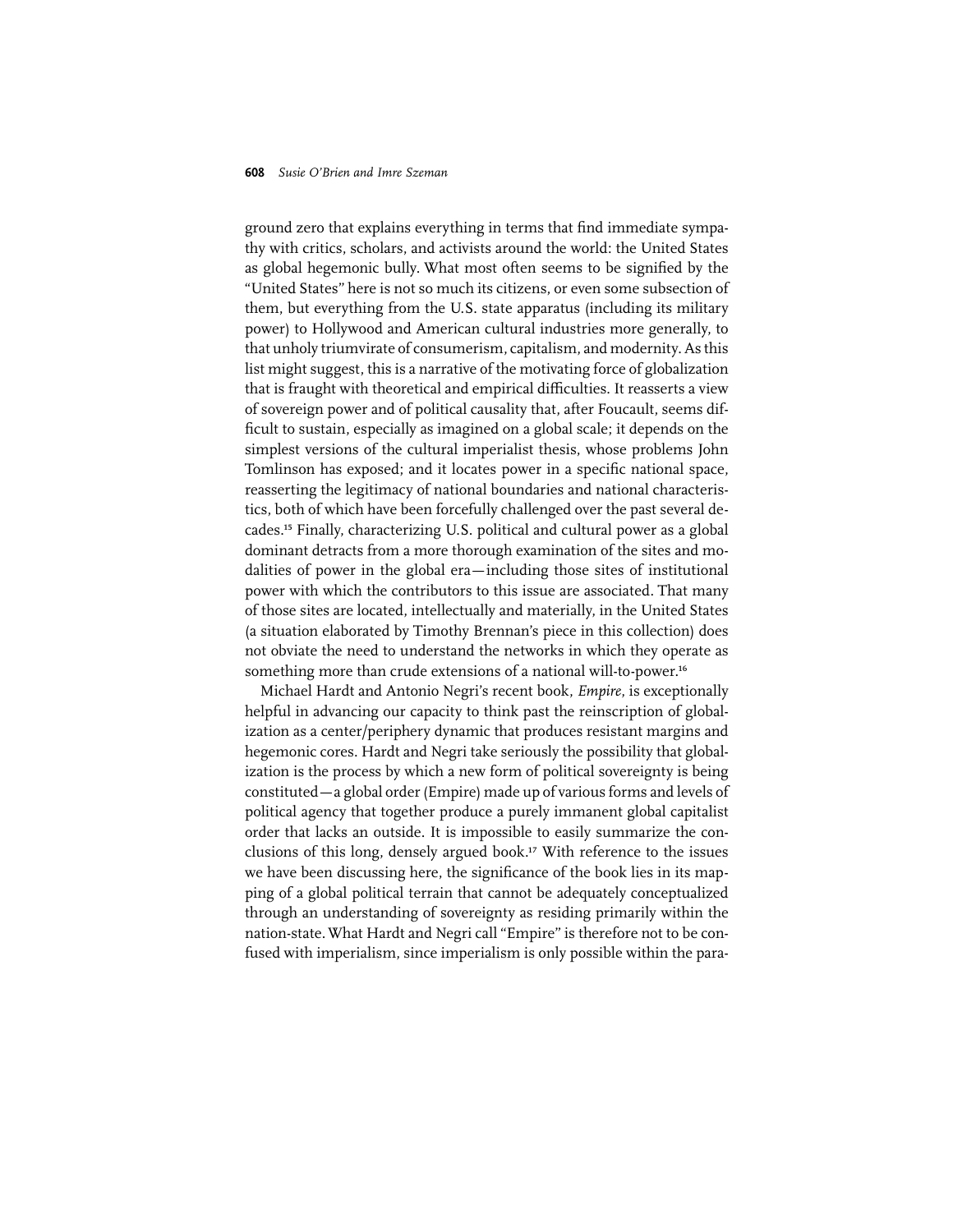ground zero that explains everything in terms that find immediate sympathy with critics, scholars, and activists around the world: the United States as global hegemonic bully. What most often seems to be signified by the "United States" here is not so much its citizens, or even some subsection of them, but everything from the U.S. state apparatus (including its military power) to Hollywood and American cultural industries more generally, to that unholy triumvirate of consumerism, capitalism, and modernity. As this list might suggest, this is a narrative of the motivating force of globalization that is fraught with theoretical and empirical difficulties. It reasserts a view of sovereign power and of political causality that, after Foucault, seems difficult to sustain, especially as imagined on a global scale; it depends on the simplest versions of the cultural imperialist thesis, whose problems John Tomlinson has exposed; and it locates power in a specific national space, reasserting the legitimacy of national boundaries and national characteristics, both of which have been forcefully challenged over the past several decades.[15] Finally, characterizing U.S. political and cultural power as a global dominant detracts from a more thorough examination of the sites and modalities of power in the global era—including those sites of institutional power with which the contributors to this issue are associated. That many of those sites are located, intellectually and materially, in the United States (a situation elaborated by Timothy Brennan's piece in this collection) does not obviate the need to understand the networks in which they operate as something more than crude extensions of a national will-to-power.[16]

Michael Hardt and Antonio Negri's recent book, *Empire*, is exceptionally helpful in advancing our capacity to think past the reinscription of globalization as a center/periphery dynamic that produces resistant margins and hegemonic cores. Hardt and Negri take seriously the possibility that globalization is the process by which a new form of political sovereignty is being constituted—a global order (Empire) made up of various forms and levels of political agency that together produce a purely immanent global capitalist order that lacks an outside. It is impossible to easily summarize the conclusions of this long, densely argued book.[17] With reference to the issues we have been discussing here, the significance of the book lies in its mapping of a global political terrain that cannot be adequately conceptualized through an understanding of sovereignty as residing primarily within the nation-state. What Hardt and Negri call "Empire" is therefore not to be confused with imperialism, since imperialism is only possible within the para-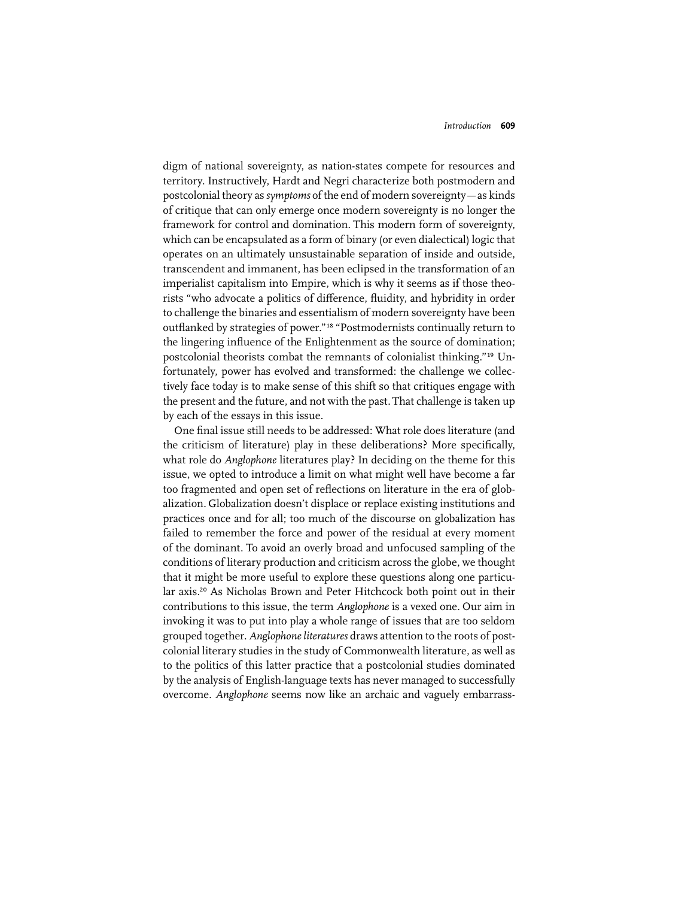digm of national sovereignty, as nation-states compete for resources and territory. Instructively, Hardt and Negri characterize both postmodern and postcolonial theory as *symptoms* of the end of modern sovereignty—as kinds of critique that can only emerge once modern sovereignty is no longer the framework for control and domination. This modern form of sovereignty, which can be encapsulated as a form of binary (or even dialectical) logic that operates on an ultimately unsustainable separation of inside and outside, transcendent and immanent, has been eclipsed in the transformation of an imperialist capitalism into Empire, which is why it seems as if those theorists "who advocate a politics of difference, fluidity, and hybridity in order to challenge the binaries and essentialism of modern sovereignty have been outflanked by strategies of power."[18] "Postmodernists continually return to the lingering influence of the Enlightenment as the source of domination; postcolonial theorists combat the remnants of colonialist thinking."[19] Unfortunately, power has evolved and transformed: the challenge we collectively face today is to make sense of this shift so that critiques engage with the present and the future, and not with the past. That challenge is taken up by each of the essays in this issue.

One final issue still needs to be addressed: What role does literature (and the criticism of literature) play in these deliberations? More specifically, what role do *Anglophone* literatures play? In deciding on the theme for this issue, we opted to introduce a limit on what might well have become a far too fragmented and open set of reflections on literature in the era of globalization. Globalization doesn't displace or replace existing institutions and practices once and for all; too much of the discourse on globalization has failed to remember the force and power of the residual at every moment of the dominant. To avoid an overly broad and unfocused sampling of the conditions of literary production and criticism across the globe, we thought that it might be more useful to explore these questions along one particular axis.[20] As Nicholas Brown and Peter Hitchcock both point out in their contributions to this issue, the term *Anglophone* is a vexed one. Our aim in invoking it was to put into play a whole range of issues that are too seldom grouped together. *Anglophone literatures* draws attention to the roots of postcolonial literary studies in the study of Commonwealth literature, as well as to the politics of this latter practice that a postcolonial studies dominated by the analysis of English-language texts has never managed to successfully overcome. *Anglophone* seems now like an archaic and vaguely embarrass-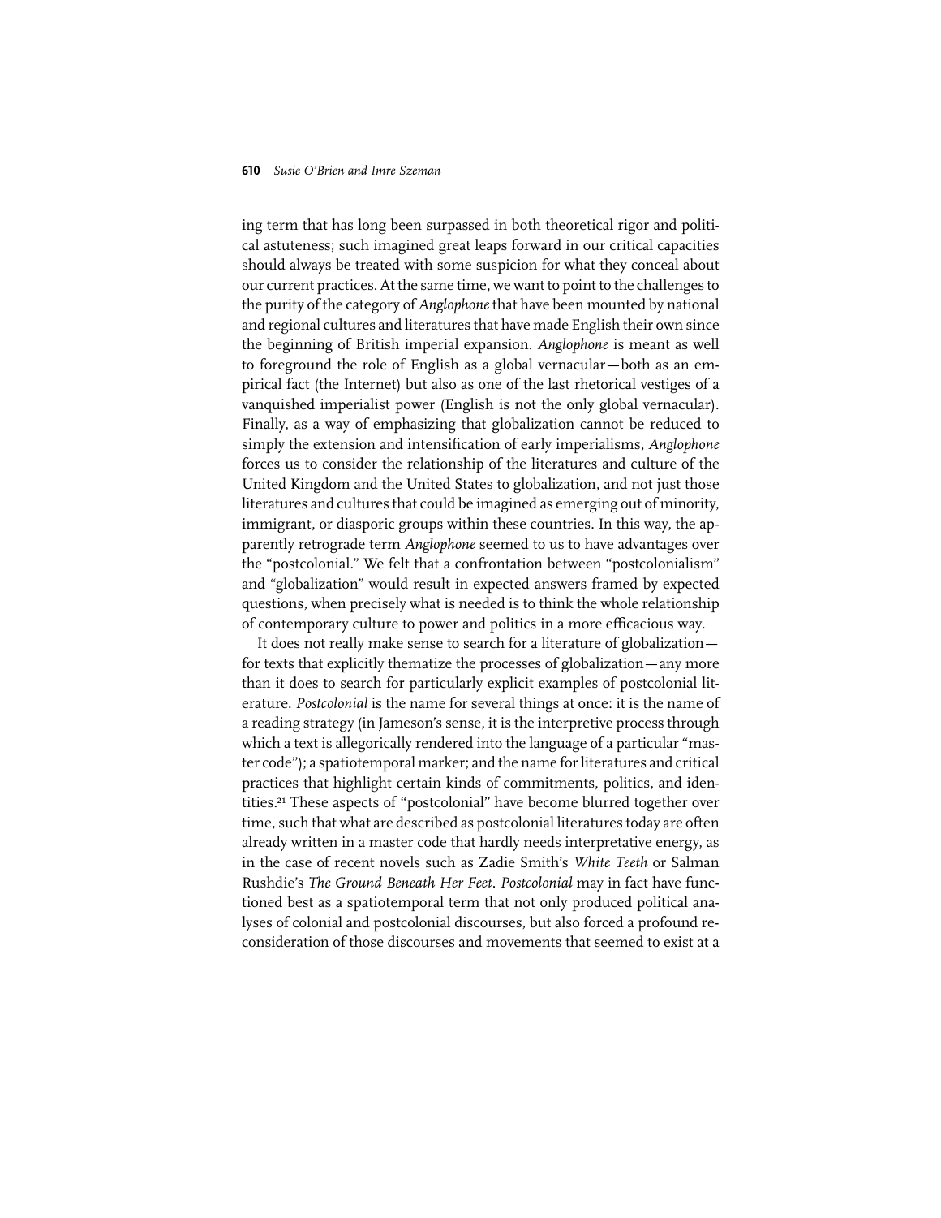ing term that has long been surpassed in both theoretical rigor and political astuteness; such imagined great leaps forward in our critical capacities should always be treated with some suspicion for what they conceal about our current practices. At the same time, we want to point to the challenges to the purity of the category of *Anglophone* that have been mounted by national and regional cultures and literatures that have made English their own since the beginning of British imperial expansion. *Anglophone* is meant as well to foreground the role of English as a global vernacular—both as an empirical fact (the Internet) but also as one of the last rhetorical vestiges of a vanquished imperialist power (English is not the only global vernacular). Finally, as a way of emphasizing that globalization cannot be reduced to simply the extension and intensification of early imperialisms, *Anglophone* forces us to consider the relationship of the literatures and culture of the United Kingdom and the United States to globalization, and not just those literatures and cultures that could be imagined as emerging out of minority, immigrant, or diasporic groups within these countries. In this way, the apparently retrograde term *Anglophone* seemed to us to have advantages over the "postcolonial." We felt that a confrontation between "postcolonialism" and "globalization" would result in expected answers framed by expected questions, when precisely what is needed is to think the whole relationship of contemporary culture to power and politics in a more efficacious way.

It does not really make sense to search for a literature of globalization—for texts that explicitly thematize the processes of globalization—any more than it does to search for particularly explicit examples of postcolonial literature. *Postcolonial* is the name for several things at once: it is the name of a reading strategy (in Jameson's sense, it is the interpretive process through which a text is allegorically rendered into the language of a particular "master code"); a spatiotemporal marker; and the name for literatures and critical practices that highlight certain kinds of commitments, politics, and identities.[21] These aspects of "postcolonial" have become blurred together over time, such that what are described as postcolonial literatures today are often already written in a master code that hardly needs interpretative energy, as in the case of recent novels such as Zadie Smith's *White Teeth* or Salman Rushdie's *The Ground Beneath Her Feet*. *Postcolonial* may in fact have functioned best as a spatiotemporal term that not only produced political analyses of colonial and postcolonial discourses, but also forced a profound reconsideration of those discourses and movements that seemed to exist at a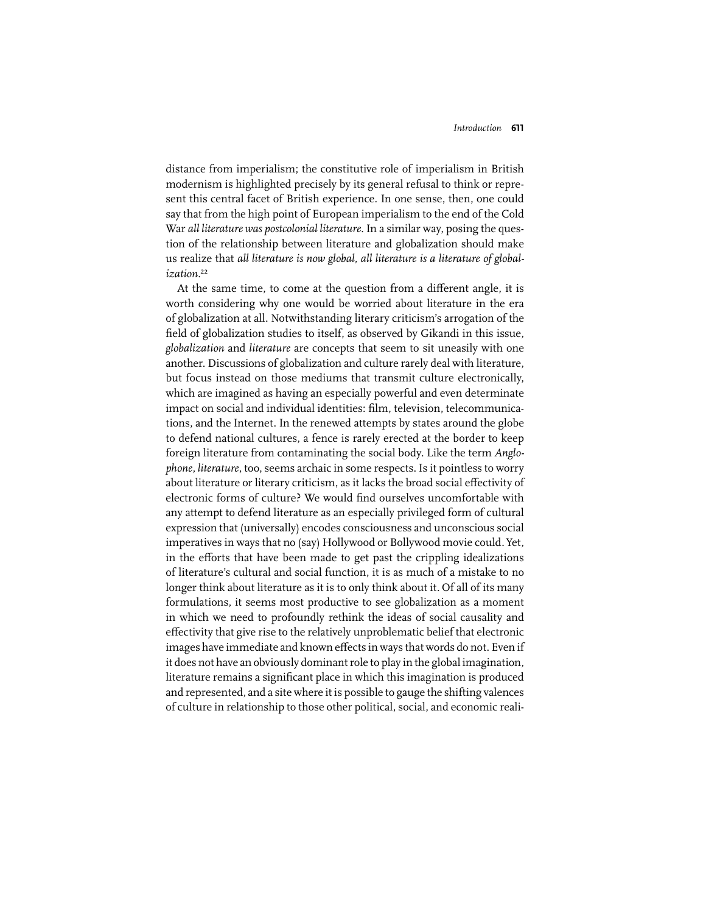distance from imperialism; the constitutive role of imperialism in British modernism is highlighted precisely by its general refusal to think or represent this central facet of British experience. In one sense, then, one could say that from the high point of European imperialism to the end of the Cold War *all literature was postcolonial literature*. In a similar way, posing the question of the relationship between literature and globalization should make us realize that *all literature is now global, all literature is a literature of globalization*.[22]

At the same time, to come at the question from a different angle, it is worth considering why one would be worried about literature in the era of globalization at all. Notwithstanding literary criticism's arrogation of the field of globalization studies to itself, as observed by Gikandi in this issue, *globalization* and *literature* are concepts that seem to sit uneasily with one another. Discussions of globalization and culture rarely deal with literature, but focus instead on those mediums that transmit culture electronically, which are imagined as having an especially powerful and even determinate impact on social and individual identities: film, television, telecommunications, and the Internet. In the renewed attempts by states around the globe to defend national cultures, a fence is rarely erected at the border to keep foreign literature from contaminating the social body. Like the term *Anglophone*, *literature*, too, seems archaic in some respects. Is it pointless to worry about literature or literary criticism, as it lacks the broad social effectivity of electronic forms of culture? We would find ourselves uncomfortable with any attempt to defend literature as an especially privileged form of cultural expression that (universally) encodes consciousness and unconscious social imperatives in ways that no (say) Hollywood or Bollywood movie could. Yet, in the efforts that have been made to get past the crippling idealizations of literature's cultural and social function, it is as much of a mistake to no longer think about literature as it is to only think about it. Of all of its many formulations, it seems most productive to see globalization as a moment in which we need to profoundly rethink the ideas of social causality and effectivity that give rise to the relatively unproblematic belief that electronic images have immediate and known effects in ways that words do not. Even if it does not have an obviously dominant role to play in the global imagination, literature remains a significant place in which this imagination is produced and represented, and a site where it is possible to gauge the shifting valences of culture in relationship to those other political, social, and economic reali-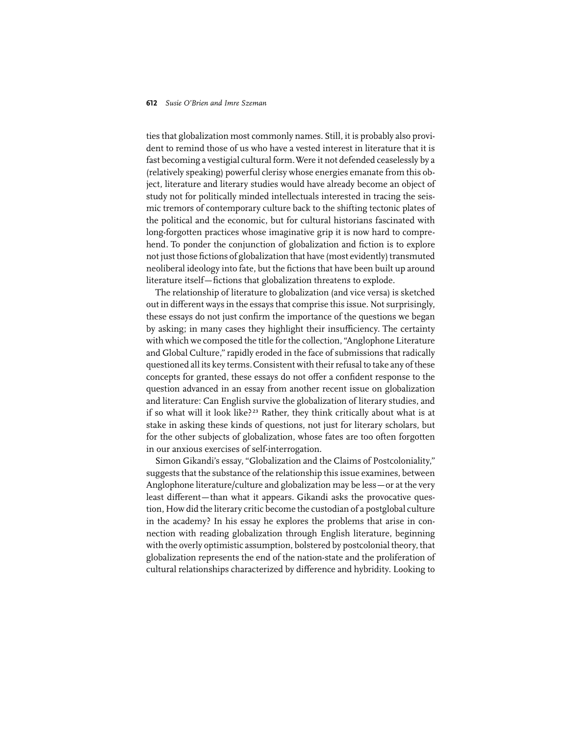ties that globalization most commonly names. Still, it is probably also provident to remind those of us who have a vested interest in literature that it is fast becoming a vestigial cultural form. Were it not defended ceaselessly by a (relatively speaking) powerful clerisy whose energies emanate from this object, literature and literary studies would have already become an object of study not for politically minded intellectuals interested in tracing the seismic tremors of contemporary culture back to the shifting tectonic plates of the political and the economic, but for cultural historians fascinated with long-forgotten practices whose imaginative grip it is now hard to comprehend. To ponder the conjunction of globalization and fiction is to explore not just those fictions of globalization that have (most evidently) transmuted neoliberal ideology into fate, but the fictions that have been built up around literature itself—fictions that globalization threatens to explode.

The relationship of literature to globalization (and vice versa) is sketched out in different ways in the essays that comprise this issue. Not surprisingly, these essays do not just confirm the importance of the questions we began by asking; in many cases they highlight their insufficiency. The certainty with which we composed the title for the collection, "Anglophone Literature and Global Culture," rapidly eroded in the face of submissions that radically questioned all its key terms. Consistent with their refusal to take any of these concepts for granted, these essays do not offer a confident response to the question advanced in an essay from another recent issue on globalization and literature: Can English survive the globalization of literary studies, and if so what will it look like?[23] Rather, they think critically about what is at stake in asking these kinds of questions, not just for literary scholars, but for the other subjects of globalization, whose fates are too often forgotten in our anxious exercises of self-interrogation.

Simon Gikandi's essay, "Globalization and the Claims of Postcoloniality," suggests that the substance of the relationship this issue examines, between Anglophone literature/culture and globalization may be less—or at the very least different—than what it appears. Gikandi asks the provocative question, How did the literary critic become the custodian of a postglobal culture in the academy? In his essay he explores the problems that arise in connection with reading globalization through English literature, beginning with the overly optimistic assumption, bolstered by postcolonial theory, that globalization represents the end of the nation-state and the proliferation of cultural relationships characterized by difference and hybridity. Looking to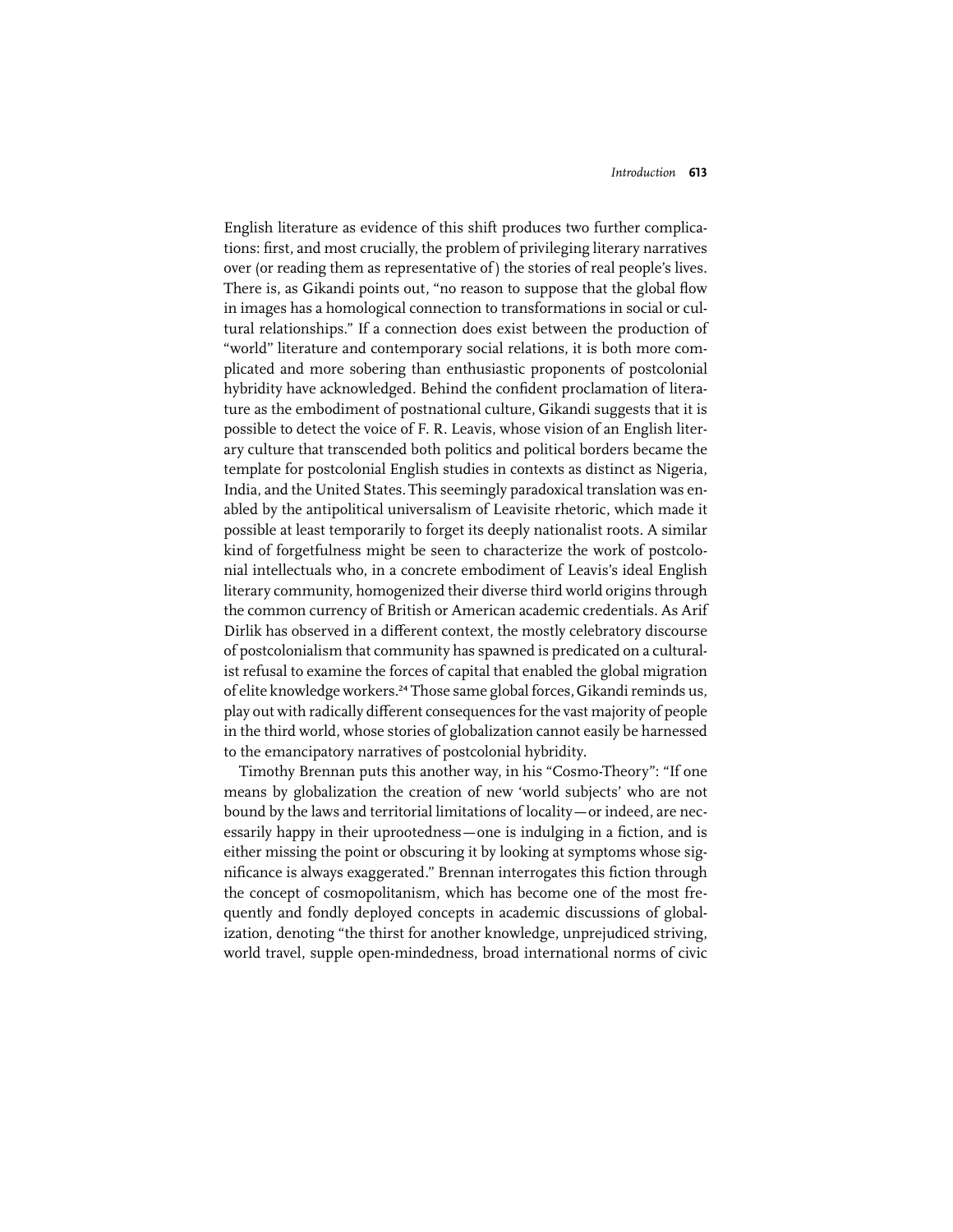English literature as evidence of this shift produces two further complications: first, and most crucially, the problem of privileging literary narratives over (or reading them as representative of) the stories of real people's lives. There is, as Gikandi points out, "no reason to suppose that the global flow in images has a homological connection to transformations in social or cultural relationships." If a connection does exist between the production of "world" literature and contemporary social relations, it is both more complicated and more sobering than enthusiastic proponents of postcolonial hybridity have acknowledged. Behind the confident proclamation of literature as the embodiment of postnational culture, Gikandi suggests that it is possible to detect the voice of F. R. Leavis, whose vision of an English literary culture that transcended both politics and political borders became the template for postcolonial English studies in contexts as distinct as Nigeria, India, and the United States. This seemingly paradoxical translation was enabled by the antipolitical universalism of Leavisite rhetoric, which made it possible at least temporarily to forget its deeply nationalist roots. A similar kind of forgetfulness might be seen to characterize the work of postcolonial intellectuals who, in a concrete embodiment of Leavis's ideal English literary community, homogenized their diverse third world origins through the common currency of British or American academic credentials. As Arif Dirlik has observed in a different context, the mostly celebratory discourse of postcolonialism that community has spawned is predicated on a culturalist refusal to examine the forces of capital that enabled the global migration of elite knowledge workers.[24] Those same global forces, Gikandi reminds us, play out with radically different consequences for the vast majority of people in the third world, whose stories of globalization cannot easily be harnessed to the emancipatory narratives of postcolonial hybridity.

Timothy Brennan puts this another way, in his "Cosmo-Theory": "If one means by globalization the creation of new 'world subjects' who are not bound by the laws and territorial limitations of locality—or indeed, are necessarily happy in their uprootedness—one is indulging in a fiction, and is either missing the point or obscuring it by looking at symptoms whose significance is always exaggerated." Brennan interrogates this fiction through the concept of cosmopolitanism, which has become one of the most frequently and fondly deployed concepts in academic discussions of globalization, denoting "the thirst for another knowledge, unprejudiced striving, world travel, supple open-mindedness, broad international norms of civic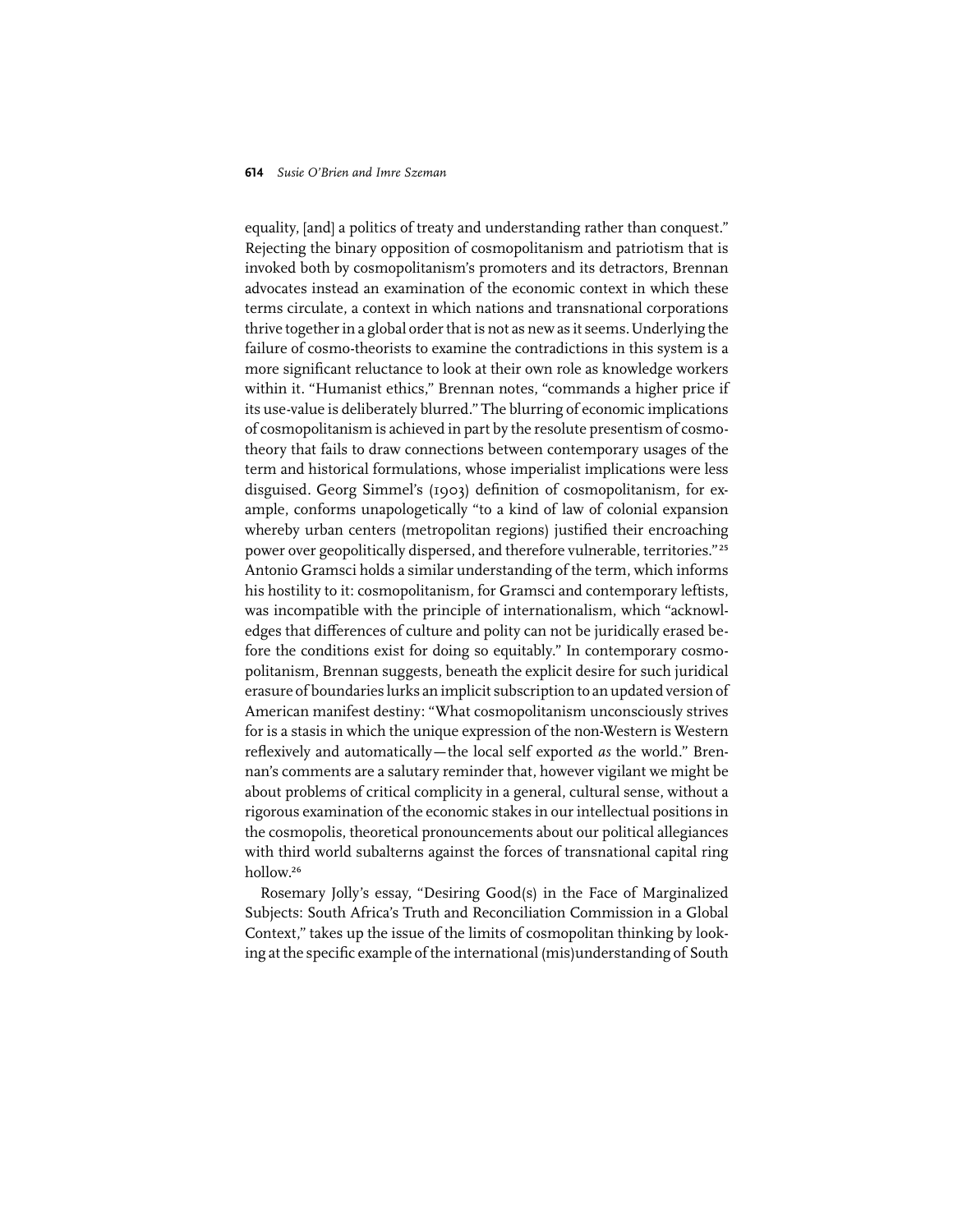equality, [and] a politics of treaty and understanding rather than conquest." Rejecting the binary opposition of cosmopolitanism and patriotism that is invoked both by cosmopolitanism's promoters and its detractors, Brennan advocates instead an examination of the economic context in which these terms circulate, a context in which nations and transnational corporations thrive together in a global order that is not as new as it seems. Underlying the failure of cosmo-theorists to examine the contradictions in this system is a more significant reluctance to look at their own role as knowledge workers within it. "Humanist ethics," Brennan notes, "commands a higher price if its use-value is deliberately blurred." The blurring of economic implications of cosmopolitanism is achieved in part by the resolute presentism of cosmo-theory that fails to draw connections between contemporary usages of the term and historical formulations, whose imperialist implications were less disguised. Georg Simmel's (1903) definition of cosmopolitanism, for example, conforms unapologetically "to a kind of law of colonial expansion whereby urban centers (metropolitan regions) justified their encroaching power over geopolitically dispersed, and therefore vulnerable, territories."[25] Antonio Gramsci holds a similar understanding of the term, which informs his hostility to it: cosmopolitanism, for Gramsci and contemporary leftists, was incompatible with the principle of internationalism, which "acknowledges that differences of culture and polity can not be juridically erased before the conditions exist for doing so equitably." In contemporary cosmopolitanism, Brennan suggests, beneath the explicit desire for such juridical erasure of boundaries lurks an implicit subscription to an updated version of American manifest destiny: "What cosmopolitanism unconsciously strives for is a stasis in which the unique expression of the non-Western is Western reflexively and automatically—the local self exported *as* the world." Brennan's comments are a salutary reminder that, however vigilant we might be about problems of critical complicity in a general, cultural sense, without a rigorous examination of the economic stakes in our intellectual positions in the cosmopolis, theoretical pronouncements about our political allegiances with third world subalterns against the forces of transnational capital ring hollow.[26]

Rosemary Jolly's essay, "Desiring Good(s) in the Face of Marginalized Subjects: South Africa's Truth and Reconciliation Commission in a Global Context," takes up the issue of the limits of cosmopolitan thinking by looking at the specific example of the international (mis)understanding of South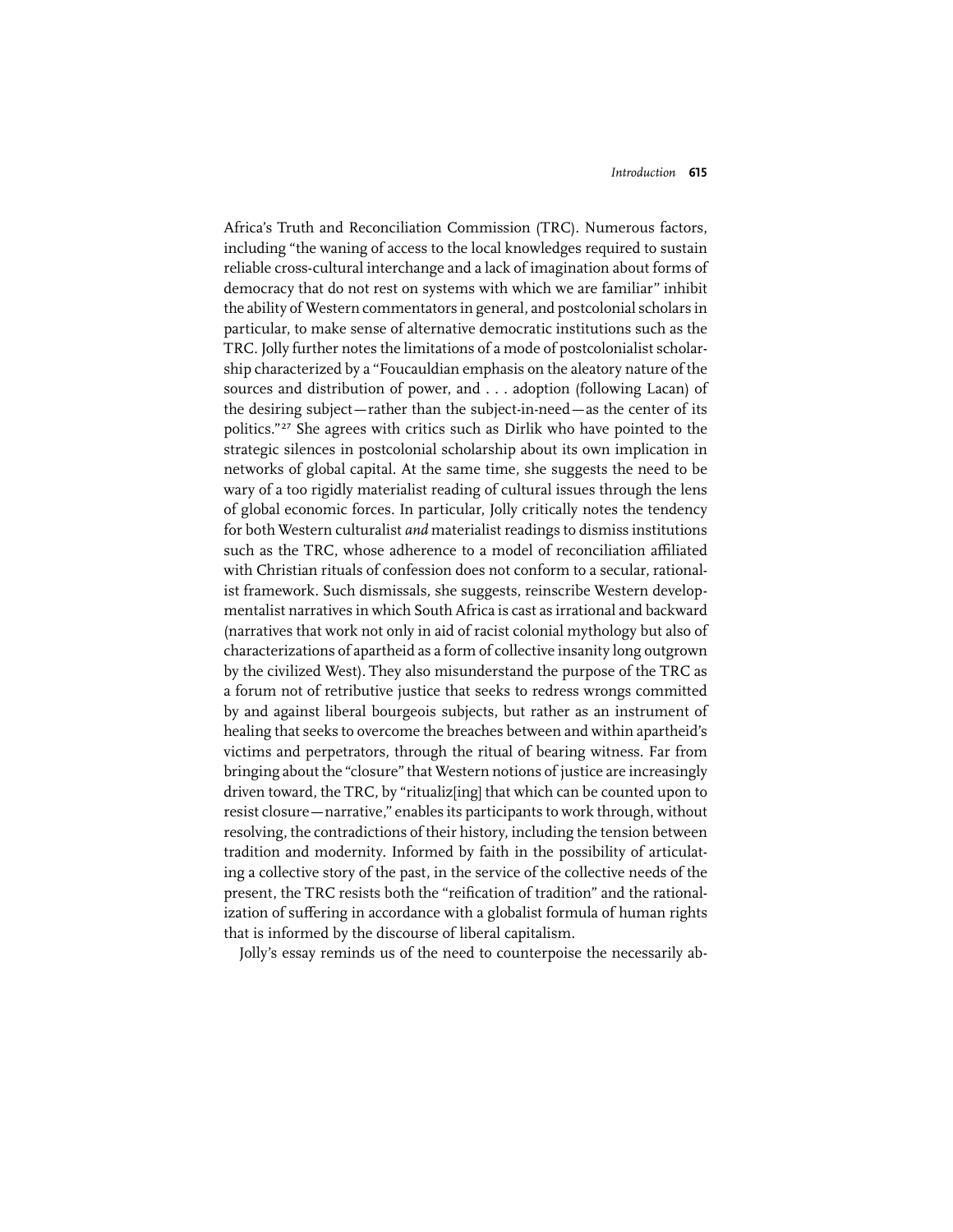Africa's Truth and Reconciliation Commission (TRC). Numerous factors, including "the waning of access to the local knowledges required to sustain reliable cross-cultural interchange and a lack of imagination about forms of democracy that do not rest on systems with which we are familiar" inhibit the ability of Western commentators in general, and postcolonial scholars in particular, to make sense of alternative democratic institutions such as the TRC. Jolly further notes the limitations of a mode of postcolonialist scholarship characterized by a "Foucauldian emphasis on the aleatory nature of the sources and distribution of power, and . . . adoption (following Lacan) of the desiring subject—rather than the subject-in-need—as the center of its politics."[27] She agrees with critics such as Dirlik who have pointed to the strategic silences in postcolonial scholarship about its own implication in networks of global capital. At the same time, she suggests the need to be wary of a too rigidly materialist reading of cultural issues through the lens of global economic forces. In particular, Jolly critically notes the tendency for both Western culturalist *and* materialist readings to dismiss institutions such as the TRC, whose adherence to a model of reconciliation affiliated with Christian rituals of confession does not conform to a secular, rationalist framework. Such dismissals, she suggests, reinscribe Western developmentalist narratives in which South Africa is cast as irrational and backward (narratives that work not only in aid of racist colonial mythology but also of characterizations of apartheid as a form of collective insanity long outgrown by the civilized West). They also misunderstand the purpose of the TRC as a forum not of retributive justice that seeks to redress wrongs committed by and against liberal bourgeois subjects, but rather as an instrument of healing that seeks to overcome the breaches between and within apartheid's victims and perpetrators, through the ritual of bearing witness. Far from bringing about the "closure" that Western notions of justice are increasingly driven toward, the TRC, by "ritualiz[ing] that which can be counted upon to resist closure—narrative," enables its participants to work through, without resolving, the contradictions of their history, including the tension between tradition and modernity. Informed by faith in the possibility of articulating a collective story of the past, in the service of the collective needs of the present, the TRC resists both the "reification of tradition" and the rationalization of suffering in accordance with a globalist formula of human rights that is informed by the discourse of liberal capitalism.

Jolly's essay reminds us of the need to counterpoise the necessarily ab-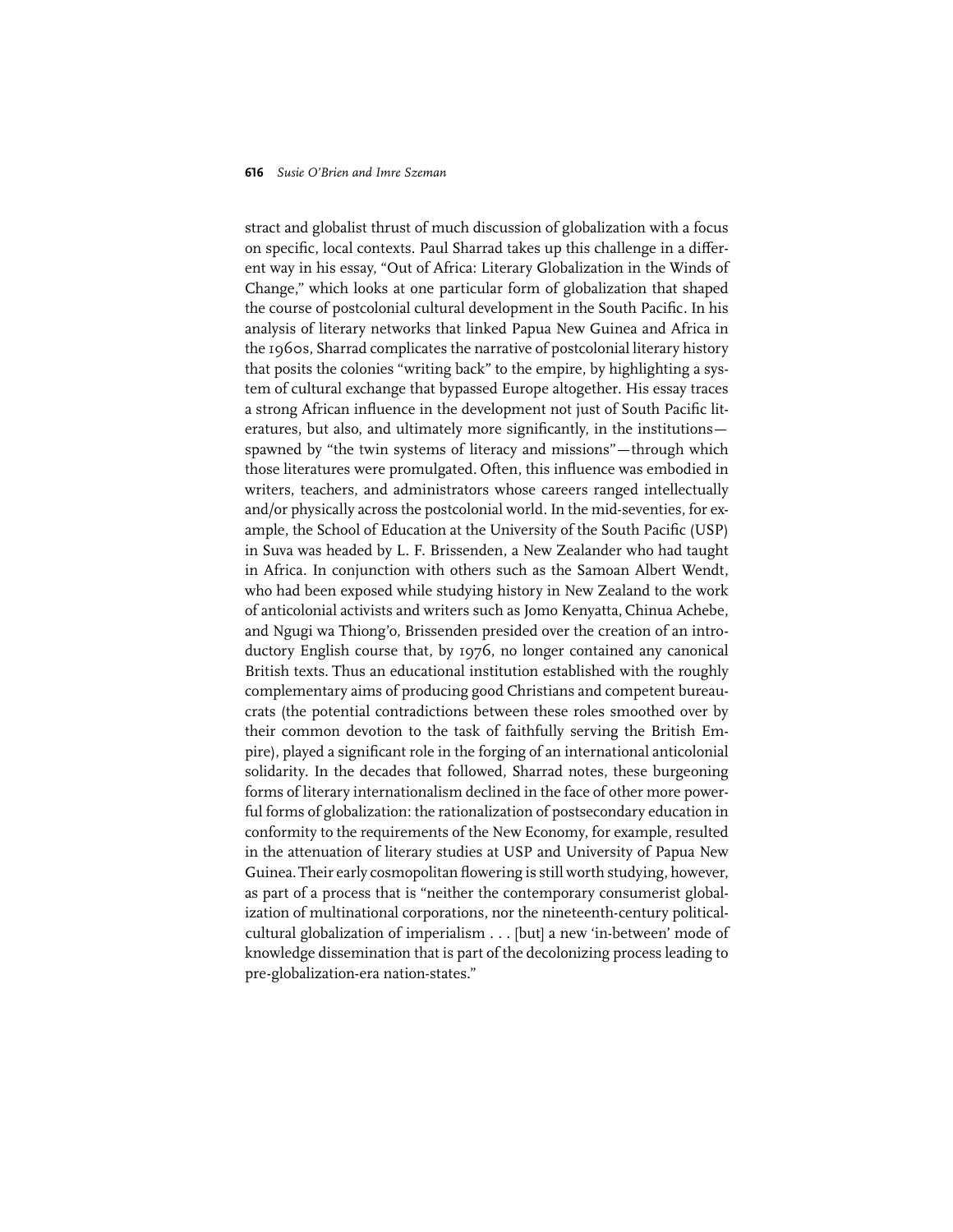stract and globalist thrust of much discussion of globalization with a focus on specific, local contexts. Paul Sharrad takes up this challenge in a different way in his essay, "Out of Africa: Literary Globalization in the Winds of Change," which looks at one particular form of globalization that shaped the course of postcolonial cultural development in the South Pacific. In his analysis of literary networks that linked Papua New Guinea and Africa in the 1960s, Sharrad complicates the narrative of postcolonial literary history that posits the colonies "writing back" to the empire, by highlighting a system of cultural exchange that bypassed Europe altogether. His essay traces a strong African influence in the development not just of South Pacific literatures, but also, and ultimately more significantly, in the institutions—spawned by "the twin systems of literacy and missions"—through which those literatures were promulgated. Often, this influence was embodied in writers, teachers, and administrators whose careers ranged intellectually and/or physically across the postcolonial world. In the mid-seventies, for example, the School of Education at the University of the South Pacific (USP) in Suva was headed by L. F. Brissenden, a New Zealander who had taught in Africa. In conjunction with others such as the Samoan Albert Wendt, who had been exposed while studying history in New Zealand to the work of anticolonial activists and writers such as Jomo Kenyatta, Chinua Achebe, and Ngugi wa Thiong'o, Brissenden presided over the creation of an introductory English course that, by 1976, no longer contained any canonical British texts. Thus an educational institution established with the roughly complementary aims of producing good Christians and competent bureaucrats (the potential contradictions between these roles smoothed over by their common devotion to the task of faithfully serving the British Empire), played a significant role in the forging of an international anticolonial solidarity. In the decades that followed, Sharrad notes, these burgeoning forms of literary internationalism declined in the face of other more powerful forms of globalization: the rationalization of postsecondary education in conformity to the requirements of the New Economy, for example, resulted in the attenuation of literary studies at USP and University of Papua New Guinea. Their early cosmopolitan flowering is still worth studying, however, as part of a process that is "neither the contemporary consumerist globalization of multinational corporations, nor the nineteenth-century political-cultural globalization of imperialism . . . [but] a new 'in-between' mode of knowledge dissemination that is part of the decolonizing process leading to pre-globalization-era nation-states."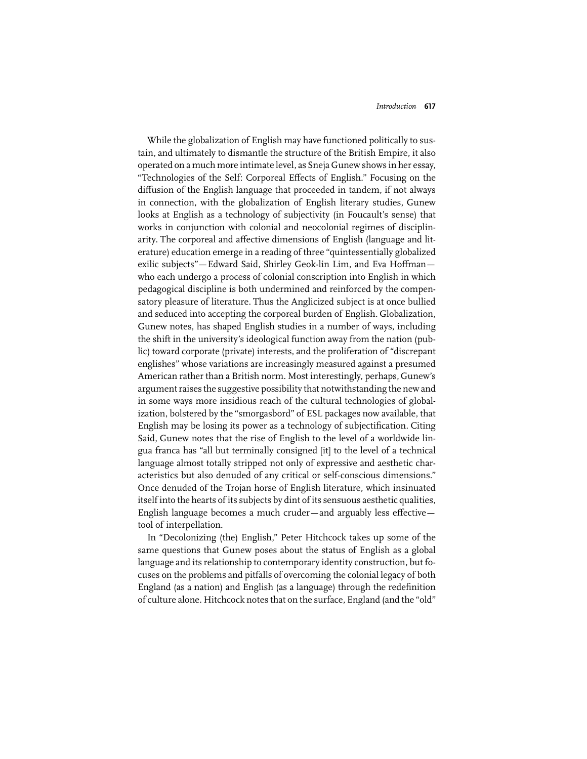While the globalization of English may have functioned politically to sustain, and ultimately to dismantle the structure of the British Empire, it also operated on a much more intimate level, as Sneja Gunew shows in her essay, "Technologies of the Self: Corporeal Effects of English." Focusing on the diffusion of the English language that proceeded in tandem, if not always in connection, with the globalization of English literary studies, Gunew looks at English as a technology of subjectivity (in Foucault's sense) that works in conjunction with colonial and neocolonial regimes of disciplinarity. The corporeal and affective dimensions of English (language and literature) education emerge in a reading of three "quintessentially globalized exilic subjects"—Edward Said, Shirley Geok-lin Lim, and Eva Hoffman—who each undergo a process of colonial conscription into English in which pedagogical discipline is both undermined and reinforced by the compensatory pleasure of literature. Thus the Anglicized subject is at once bullied and seduced into accepting the corporeal burden of English. Globalization, Gunew notes, has shaped English studies in a number of ways, including the shift in the university's ideological function away from the nation (public) toward corporate (private) interests, and the proliferation of "discrepant englishes" whose variations are increasingly measured against a presumed American rather than a British norm. Most interestingly, perhaps, Gunew's argument raises the suggestive possibility that notwithstanding the new and in some ways more insidious reach of the cultural technologies of globalization, bolstered by the "smorgasbord" of ESL packages now available, that English may be losing its power as a technology of subjectification. Citing Said, Gunew notes that the rise of English to the level of a worldwide lingua franca has "all but terminally consigned [it] to the level of a technical language almost totally stripped not only of expressive and aesthetic characteristics but also denuded of any critical or self-conscious dimensions." Once denuded of the Trojan horse of English literature, which insinuated itself into the hearts of its subjects by dint of its sensuous aesthetic qualities, English language becomes a much cruder—and arguably less effective—tool of interpellation.

In "Decolonizing (the) English," Peter Hitchcock takes up some of the same questions that Gunew poses about the status of English as a global language and its relationship to contemporary identity construction, but focuses on the problems and pitfalls of overcoming the colonial legacy of both England (as a nation) and English (as a language) through the redefinition of culture alone. Hitchcock notes that on the surface, England (and the "old"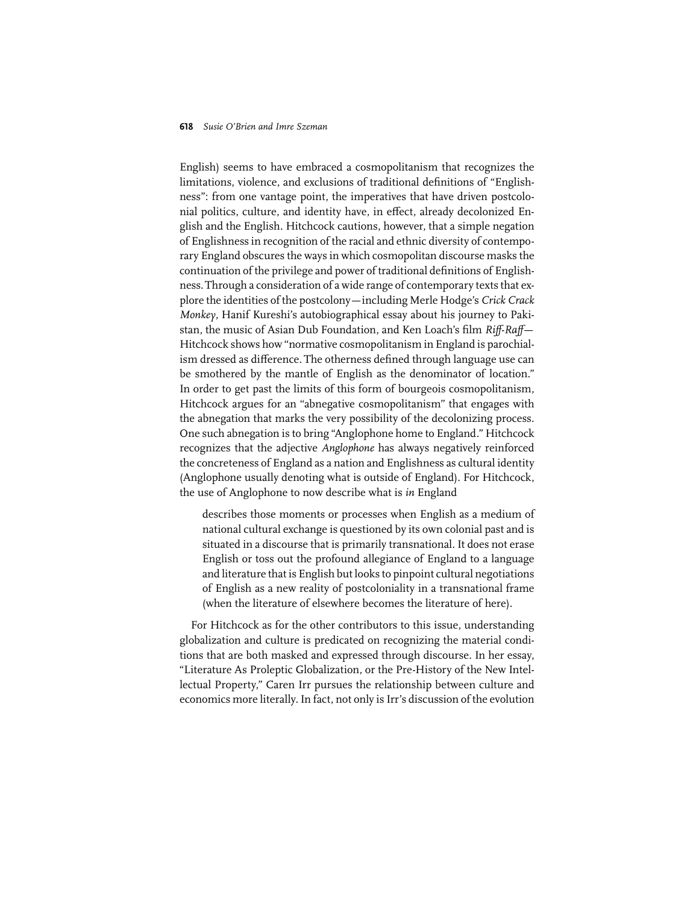English) seems to have embraced a cosmopolitanism that recognizes the limitations, violence, and exclusions of traditional definitions of "Englishness": from one vantage point, the imperatives that have driven postcolonial politics, culture, and identity have, in effect, already decolonized English and the English. Hitchcock cautions, however, that a simple negation of Englishness in recognition of the racial and ethnic diversity of contemporary England obscures the ways in which cosmopolitan discourse masks the continuation of the privilege and power of traditional definitions of Englishness. Through a consideration of a wide range of contemporary texts that explore the identities of the postcolony—including Merle Hodge's *Crick Crack Monkey*, Hanif Kureshi's autobiographical essay about his journey to Pakistan, the music of Asian Dub Foundation, and Ken Loach's film *Riff-Raff*—Hitchcock shows how "normative cosmopolitanism in England is parochialism dressed as difference. The otherness defined through language use can be smothered by the mantle of English as the denominator of location." In order to get past the limits of this form of bourgeois cosmopolitanism, Hitchcock argues for an "abnegative cosmopolitanism" that engages with the abnegation that marks the very possibility of the decolonizing process. One such abnegation is to bring "Anglophone home to England." Hitchcock recognizes that the adjective *Anglophone* has always negatively reinforced the concreteness of England as a nation and Englishness as cultural identity (Anglophone usually denoting what is outside of England). For Hitchcock, the use of Anglophone to now describe what is *in* England

> describes those moments or processes when English as a medium of national cultural exchange is questioned by its own colonial past and is situated in a discourse that is primarily transnational. It does not erase English or toss out the profound allegiance of England to a language and literature that is English but looks to pinpoint cultural negotiations of English as a new reality of postcoloniality in a transnational frame (when the literature of elsewhere becomes the literature of here).

For Hitchcock as for the other contributors to this issue, understanding globalization and culture is predicated on recognizing the material conditions that are both masked and expressed through discourse. In her essay, "Literature As Proleptic Globalization, or the Pre-History of the New Intellectual Property," Caren Irr pursues the relationship between culture and economics more literally. In fact, not only is Irr's discussion of the evolution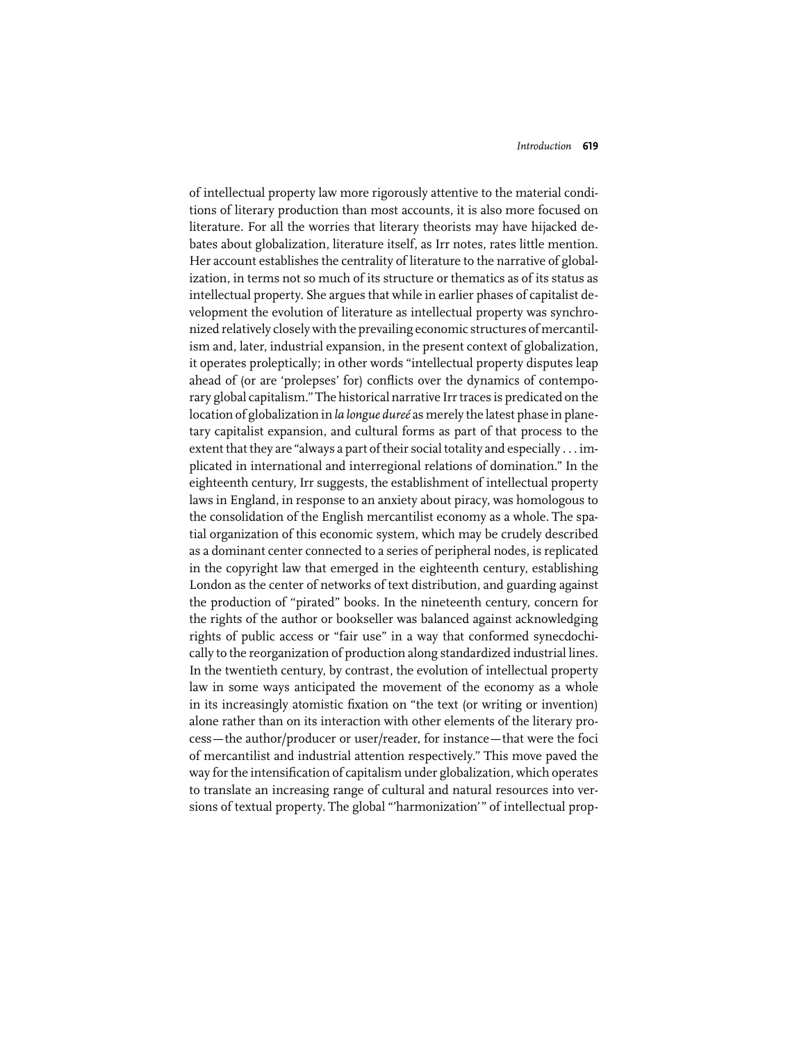of intellectual property law more rigorously attentive to the material conditions of literary production than most accounts, it is also more focused on literature. For all the worries that literary theorists may have hijacked debates about globalization, literature itself, as Irr notes, rates little mention. Her account establishes the centrality of literature to the narrative of globalization, in terms not so much of its structure or thematics as of its status as intellectual property. She argues that while in earlier phases of capitalist development the evolution of literature as intellectual property was synchronized relatively closely with the prevailing economic structures of mercantilism and, later, industrial expansion, in the present context of globalization, it operates proleptically; in other words "intellectual property disputes leap ahead of (or are 'prolepses' for) conflicts over the dynamics of contemporary global capitalism." The historical narrative Irr traces is predicated on the location of globalization in *la longue dureé* as merely the latest phase in planetary capitalist expansion, and cultural forms as part of that process to the extent that they are "always a part of their social totality and especially . . . implicated in international and interregional relations of domination." In the eighteenth century, Irr suggests, the establishment of intellectual property laws in England, in response to an anxiety about piracy, was homologous to the consolidation of the English mercantilist economy as a whole. The spatial organization of this economic system, which may be crudely described as a dominant center connected to a series of peripheral nodes, is replicated in the copyright law that emerged in the eighteenth century, establishing London as the center of networks of text distribution, and guarding against the production of "pirated" books. In the nineteenth century, concern for the rights of the author or bookseller was balanced against acknowledging rights of public access or "fair use" in a way that conformed synecdochically to the reorganization of production along standardized industrial lines. In the twentieth century, by contrast, the evolution of intellectual property law in some ways anticipated the movement of the economy as a whole in its increasingly atomistic fixation on "the text (or writing or invention) alone rather than on its interaction with other elements of the literary process—the author/producer or user/reader, for instance—that were the foci of mercantilist and industrial attention respectively." This move paved the way for the intensification of capitalism under globalization, which operates to translate an increasing range of cultural and natural resources into versions of textual property. The global "'harmonization'" of intellectual prop-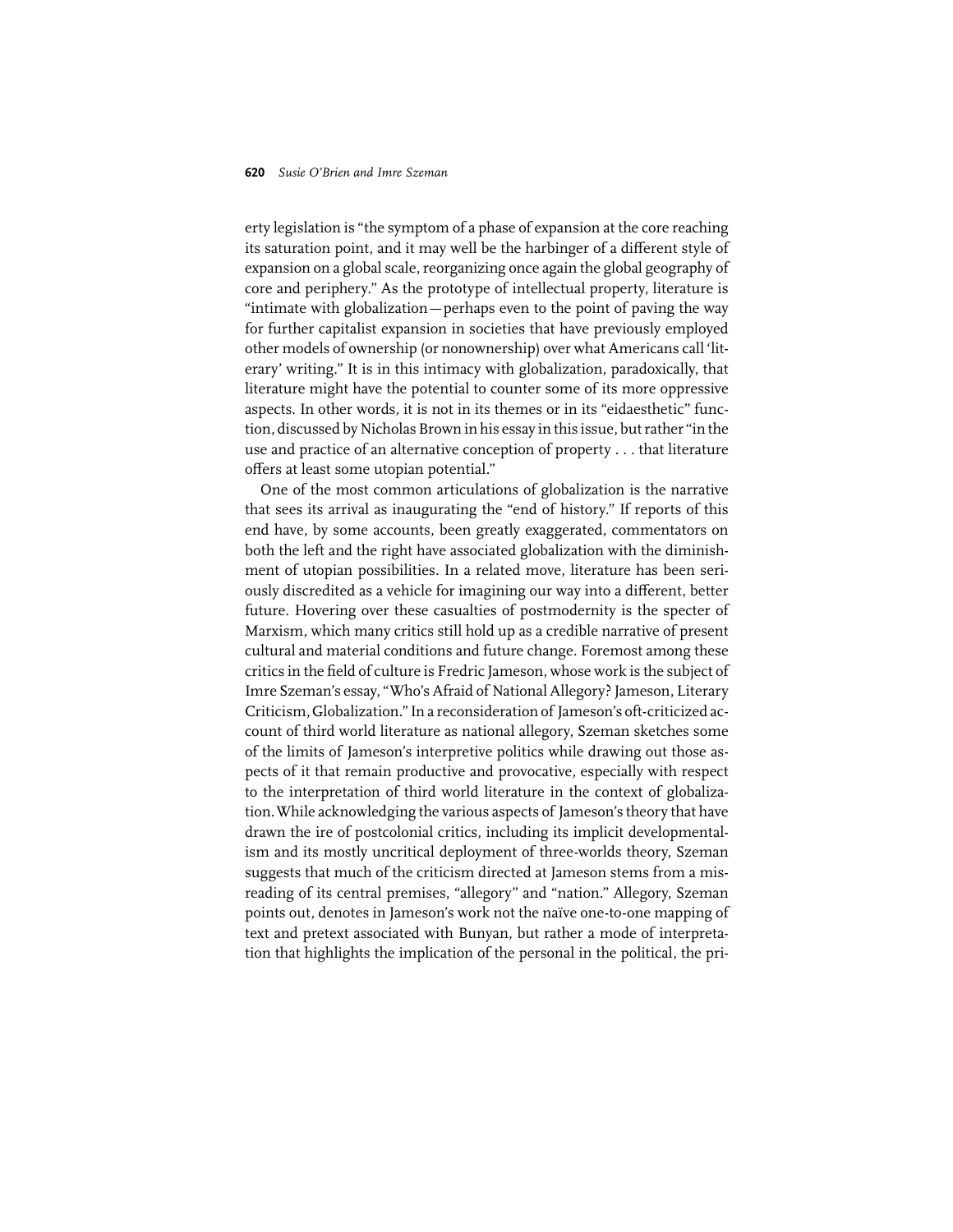erty legislation is "the symptom of a phase of expansion at the core reaching its saturation point, and it may well be the harbinger of a different style of expansion on a global scale, reorganizing once again the global geography of core and periphery." As the prototype of intellectual property, literature is "intimate with globalization—perhaps even to the point of paving the way for further capitalist expansion in societies that have previously employed other models of ownership (or nonownership) over what Americans call 'literary' writing." It is in this intimacy with globalization, paradoxically, that literature might have the potential to counter some of its more oppressive aspects. In other words, it is not in its themes or in its "eidaesthetic" function, discussed by Nicholas Brown in his essay in this issue, but rather "in the use and practice of an alternative conception of property . . . that literature offers at least some utopian potential."

One of the most common articulations of globalization is the narrative that sees its arrival as inaugurating the "end of history." If reports of this end have, by some accounts, been greatly exaggerated, commentators on both the left and the right have associated globalization with the diminishment of utopian possibilities. In a related move, literature has been seriously discredited as a vehicle for imagining our way into a different, better future. Hovering over these casualties of postmodernity is the specter of Marxism, which many critics still hold up as a credible narrative of present cultural and material conditions and future change. Foremost among these critics in the field of culture is Fredric Jameson, whose work is the subject of Imre Szeman's essay, "Who's Afraid of National Allegory? Jameson, Literary Criticism, Globalization." In a reconsideration of Jameson's oft-criticized account of third world literature as national allegory, Szeman sketches some of the limits of Jameson's interpretive politics while drawing out those aspects of it that remain productive and provocative, especially with respect to the interpretation of third world literature in the context of globalization. While acknowledging the various aspects of Jameson's theory that have drawn the ire of postcolonial critics, including its implicit developmentalism and its mostly uncritical deployment of three-worlds theory, Szeman suggests that much of the criticism directed at Jameson stems from a misreading of its central premises, "allegory" and "nation." Allegory, Szeman points out, denotes in Jameson's work not the naïve one-to-one mapping of text and pretext associated with Bunyan, but rather a mode of interpretation that highlights the implication of the personal in the political, the pri-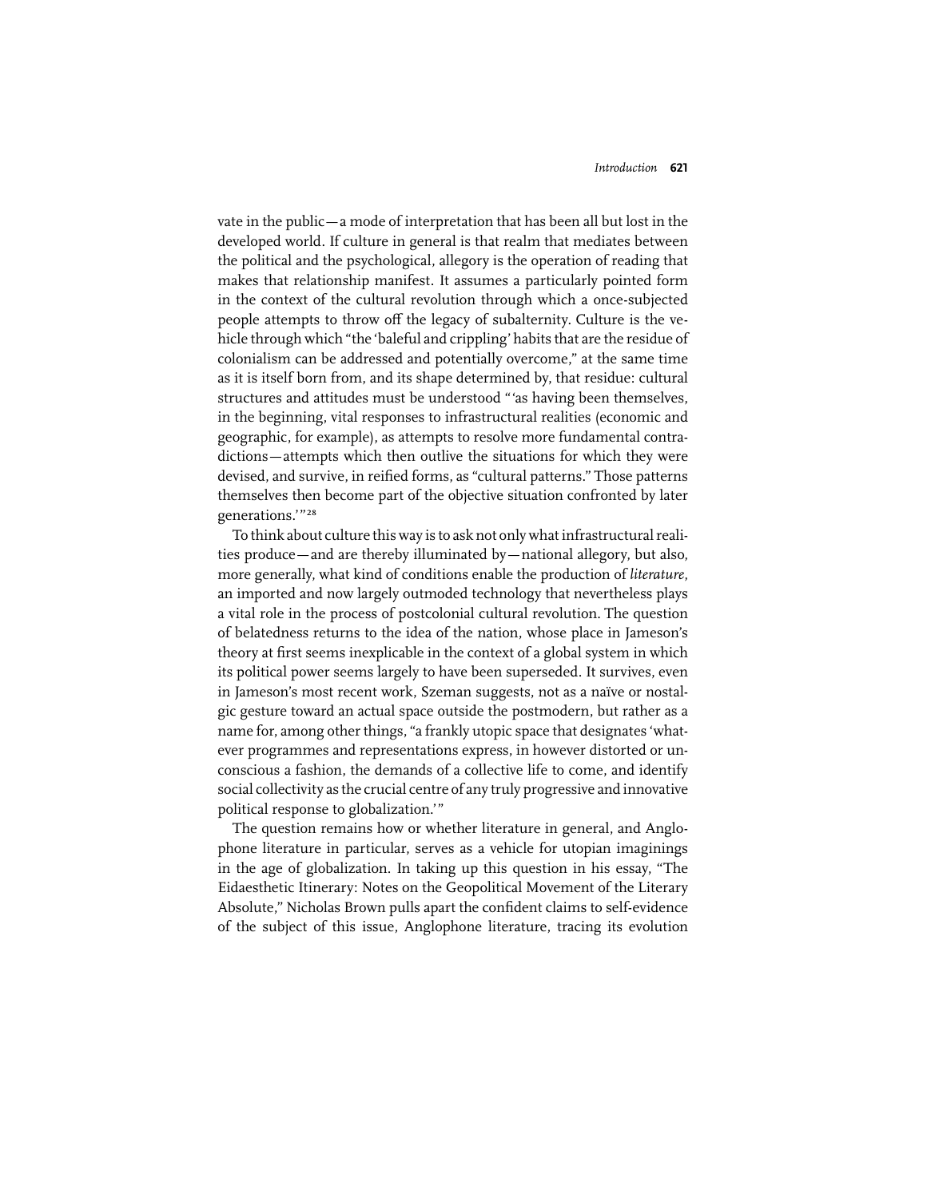vate in the public—a mode of interpretation that has been all but lost in the developed world. If culture in general is that realm that mediates between the political and the psychological, allegory is the operation of reading that makes that relationship manifest. It assumes a particularly pointed form in the context of the cultural revolution through which a once-subjected people attempts to throw off the legacy of subalternity. Culture is the vehicle through which "the 'baleful and crippling' habits that are the residue of colonialism can be addressed and potentially overcome," at the same time as it is itself born from, and its shape determined by, that residue: cultural structures and attitudes must be understood "'as having been themselves, in the beginning, vital responses to infrastructural realities (economic and geographic, for example), as attempts to resolve more fundamental contradictions—attempts which then outlive the situations for which they were devised, and survive, in reified forms, as "cultural patterns." Those patterns themselves then become part of the objective situation confronted by later generations.'"[28]

To think about culture this way is to ask not only what infrastructural realities produce—and are thereby illuminated by—national allegory, but also, more generally, what kind of conditions enable the production of *literature*, an imported and now largely outmoded technology that nevertheless plays a vital role in the process of postcolonial cultural revolution. The question of belatedness returns to the idea of the nation, whose place in Jameson's theory at first seems inexplicable in the context of a global system in which its political power seems largely to have been superseded. It survives, even in Jameson's most recent work, Szeman suggests, not as a naïve or nostalgic gesture toward an actual space outside the postmodern, but rather as a name for, among other things, "a frankly utopic space that designates 'whatever programmes and representations express, in however distorted or unconscious a fashion, the demands of a collective life to come, and identify social collectivity as the crucial centre of any truly progressive and innovative political response to globalization.'"

The question remains how or whether literature in general, and Anglophone literature in particular, serves as a vehicle for utopian imaginings in the age of globalization. In taking up this question in his essay, "The Eidaesthetic Itinerary: Notes on the Geopolitical Movement of the Literary Absolute," Nicholas Brown pulls apart the confident claims to self-evidence of the subject of this issue, Anglophone literature, tracing its evolution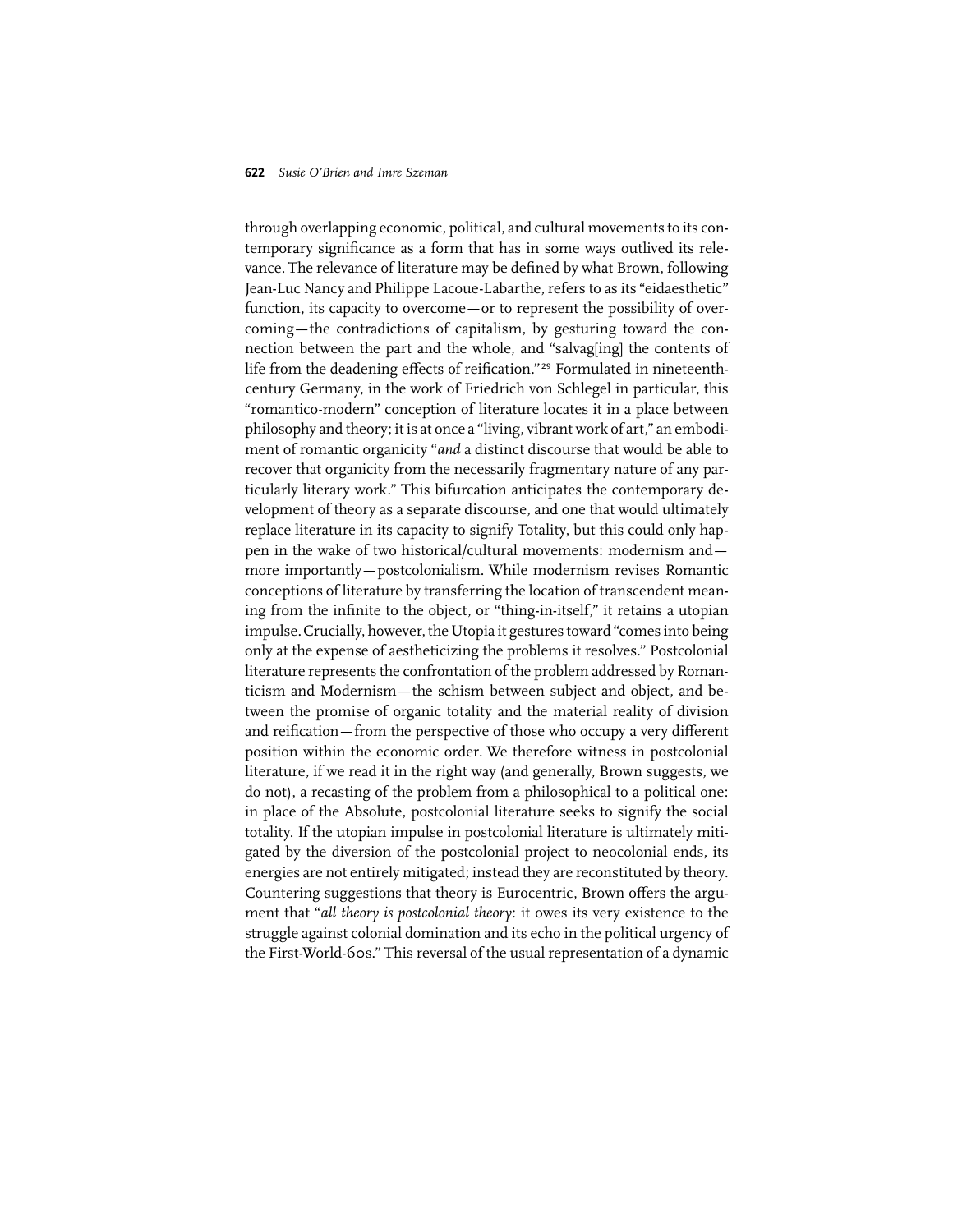through overlapping economic, political, and cultural movements to its contemporary significance as a form that has in some ways outlived its relevance. The relevance of literature may be defined by what Brown, following Jean-Luc Nancy and Philippe Lacoue-Labarthe, refers to as its "eidaesthetic" function, its capacity to overcome—or to represent the possibility of overcoming—the contradictions of capitalism, by gesturing toward the connection between the part and the whole, and "salvag[ing] the contents of life from the deadening effects of reification."[29] Formulated in nineteenth-century Germany, in the work of Friedrich von Schlegel in particular, this "romantico-modern" conception of literature locates it in a place between philosophy and theory; it is at once a "living, vibrant work of art," an embodiment of romantic organicity "*and* a distinct discourse that would be able to recover that organicity from the necessarily fragmentary nature of any particularly literary work." This bifurcation anticipates the contemporary development of theory as a separate discourse, and one that would ultimately replace literature in its capacity to signify Totality, but this could only happen in the wake of two historical/cultural movements: modernism and—more importantly—postcolonialism. While modernism revises Romantic conceptions of literature by transferring the location of transcendent meaning from the infinite to the object, or "thing-in-itself," it retains a utopian impulse. Crucially, however, the Utopia it gestures toward "comes into being only at the expense of aestheticizing the problems it resolves." Postcolonial literature represents the confrontation of the problem addressed by Romanticism and Modernism—the schism between subject and object, and between the promise of organic totality and the material reality of division and reification—from the perspective of those who occupy a very different position within the economic order. We therefore witness in postcolonial literature, if we read it in the right way (and generally, Brown suggests, we do not), a recasting of the problem from a philosophical to a political one: in place of the Absolute, postcolonial literature seeks to signify the social totality. If the utopian impulse in postcolonial literature is ultimately mitigated by the diversion of the postcolonial project to neocolonial ends, its energies are not entirely mitigated; instead they are reconstituted by theory. Countering suggestions that theory is Eurocentric, Brown offers the argument that "*all theory is postcolonial theory*: it owes its very existence to the struggle against colonial domination and its echo in the political urgency of the First-World-60s." This reversal of the usual representation of a dynamic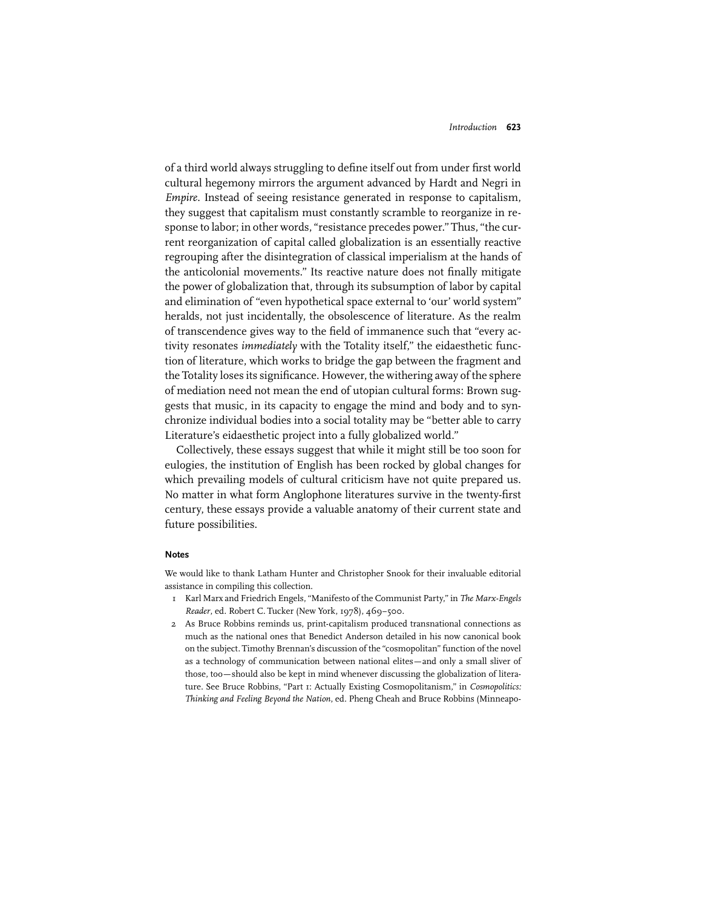of a third world always struggling to define itself out from under first world cultural hegemony mirrors the argument advanced by Hardt and Negri in *Empire*. Instead of seeing resistance generated in response to capitalism, they suggest that capitalism must constantly scramble to reorganize in response to labor; in other words, "resistance precedes power." Thus, "the current reorganization of capital called globalization is an essentially reactive regrouping after the disintegration of classical imperialism at the hands of the anticolonial movements." Its reactive nature does not finally mitigate the power of globalization that, through its subsumption of labor by capital and elimination of "even hypothetical space external to 'our' world system" heralds, not just incidentally, the obsolescence of literature. As the realm of transcendence gives way to the field of immanence such that "every activity resonates *immediately* with the Totality itself," the eidaesthetic function of literature, which works to bridge the gap between the fragment and the Totality loses its significance. However, the withering away of the sphere of mediation need not mean the end of utopian cultural forms: Brown suggests that music, in its capacity to engage the mind and body and to synchronize individual bodies into a social totality may be "better able to carry Literature's eidaesthetic project into a fully globalized world."

Collectively, these essays suggest that while it might still be too soon for eulogies, the institution of English has been rocked by global changes for which prevailing models of cultural criticism have not quite prepared us. No matter in what form Anglophone literatures survive in the twenty-first century, these essays provide a valuable anatomy of their current state and future possibilities.

#### Notes

We would like to thank Latham Hunter and Christopher Snook for their invaluable editorial assistance in compiling this collection.

1 Karl Marx and Friedrich Engels, "Manifesto of the Communist Party," in *The Marx-Engels Reader*, ed. Robert C. Tucker (New York, 1978), 469–500.

2 As Bruce Robbins reminds us, print-capitalism produced transnational connections as much as the national ones that Benedict Anderson detailed in his now canonical book on the subject. Timothy Brennan's discussion of the "cosmopolitan" function of the novel as a technology of communication between national elites—and only a small sliver of those, too—should also be kept in mind whenever discussing the globalization of literature. See Bruce Robbins, "Part 1: Actually Existing Cosmopolitanism," in *Cosmopolitics: Thinking and Feeling Beyond the Nation*, ed. Pheng Cheah and Bruce Robbins (Minneapo-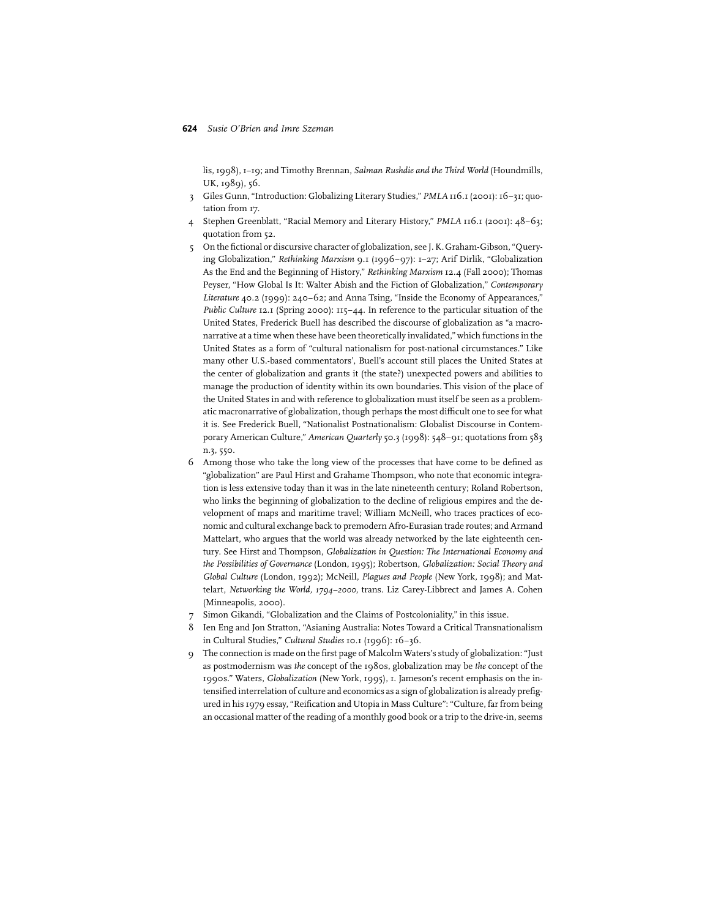lis, 1998), 1–19; and Timothy Brennan, *Salman Rushdie and the Third World* (Houndmills, UK, 1989), 56.

3 Giles Gunn, "Introduction: Globalizing Literary Studies," *PMLA* 116.1 (2001): 16–31; quotation from 17.

4 Stephen Greenblatt, "Racial Memory and Literary History," *PMLA* 116.1 (2001): 48–63; quotation from 52.

5 On the fictional or discursive character of globalization, see J. K. Graham-Gibson, "Querying Globalization," *Rethinking Marxism* 9.1 (1996–97): 1–27; Arif Dirlik, "Globalization As the End and the Beginning of History," *Rethinking Marxism* 12.4 (Fall 2000); Thomas Peyser, "How Global Is It: Walter Abish and the Fiction of Globalization," *Contemporary Literature* 40.2 (1999): 240–62; and Anna Tsing, "Inside the Economy of Appearances," *Public Culture* 12.1 (Spring 2000): 115–44. In reference to the particular situation of the United States, Frederick Buell has described the discourse of globalization as "a macronarrative at a time when these have been theoretically invalidated," which functions in the United States as a form of "cultural nationalism for post-national circumstances." Like many other U.S.-based commentators', Buell's account still places the United States at the center of globalization and grants it (the state?) unexpected powers and abilities to manage the production of identity within its own boundaries. This vision of the place of the United States in and with reference to globalization must itself be seen as a problematic macronarrative of globalization, though perhaps the most difficult one to see for what it is. See Frederick Buell, "Nationalist Postnationalism: Globalist Discourse in Contemporary American Culture," *American Quarterly* 50.3 (1998): 548–91; quotations from 583 n.3, 550.

6 Among those who take the long view of the processes that have come to be defined as "globalization" are Paul Hirst and Grahame Thompson, who note that economic integration is less extensive today than it was in the late nineteenth century; Roland Robertson, who links the beginning of globalization to the decline of religious empires and the development of maps and maritime travel; William McNeill, who traces practices of economic and cultural exchange back to premodern Afro-Eurasian trade routes; and Armand Mattelart, who argues that the world was already networked by the late eighteenth century. See Hirst and Thompson, *Globalization in Question: The International Economy and the Possibilities of Governance* (London, 1995); Robertson, *Globalization: Social Theory and Global Culture* (London, 1992); McNeill, *Plagues and People* (New York, 1998); and Mattelart, *Networking the World, 1794–2000*, trans. Liz Carey-Libbrect and James A. Cohen (Minneapolis, 2000).

7 Simon Gikandi, "Globalization and the Claims of Postcoloniality," in this issue.

8 Ien Eng and Jon Stratton, "Asianing Australia: Notes Toward a Critical Transnationalism in Cultural Studies," *Cultural Studies* 10.1 (1996): 16–36.

9 The connection is made on the first page of Malcolm Waters's study of globalization: "Just as postmodernism was *the* concept of the 1980s, globalization may be *the* concept of the 1990s." Waters, *Globalization* (New York, 1995), 1. Jameson's recent emphasis on the intensified interrelation of culture and economics as a sign of globalization is already prefigured in his 1979 essay, "Reification and Utopia in Mass Culture": "Culture, far from being an occasional matter of the reading of a monthly good book or a trip to the drive-in, seems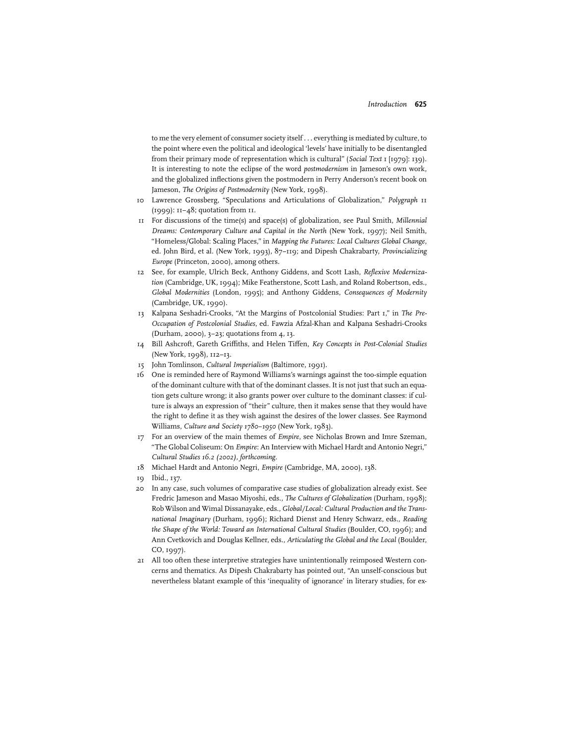to me the very element of consumer society itself . . . everything is mediated by culture, to the point where even the political and ideological 'levels' have initially to be disentangled from their primary mode of representation which is cultural" (*Social Text* 1 [1979]: 139). It is interesting to note the eclipse of the word *postmodernism* in Jameson's own work, and the globalized inflections given the postmodern in Perry Anderson's recent book on Jameson, *The Origins of Postmodernity* (New York, 1998).

10 Lawrence Grossberg, "Speculations and Articulations of Globalization," *Polygraph* 11 (1999): 11–48; quotation from 11.

11 For discussions of the time(s) and space(s) of globalization, see Paul Smith, *Millennial Dreams: Contemporary Culture and Capital in the North* (New York, 1997); Neil Smith, "Homeless/Global: Scaling Places," in *Mapping the Futures: Local Cultures Global Change*, ed. John Bird, et al. (New York, 1993), 87–119; and Dipesh Chakrabarty, *Provincializing Europe* (Princeton, 2000), among others.

12 See, for example, Ulrich Beck, Anthony Giddens, and Scott Lash, *Reflexive Modernization* (Cambridge, UK, 1994); Mike Featherstone, Scott Lash, and Roland Robertson, eds., *Global Modernities* (London, 1995); and Anthony Giddens, *Consequences of Modernity* (Cambridge, UK, 1990).

13 Kalpana Seshadri-Crooks, "At the Margins of Postcolonial Studies: Part 1," in *The Pre-Occupation of Postcolonial Studies*, ed. Fawzia Afzal-Khan and Kalpana Seshadri-Crooks (Durham, 2000), 3–23; quotations from 4, 13.

14 Bill Ashcroft, Gareth Griffiths, and Helen Tiffen, *Key Concepts in Post-Colonial Studies* (New York, 1998), 112–13.

15 John Tomlinson, *Cultural Imperialism* (Baltimore, 1991).

16 One is reminded here of Raymond Williams's warnings against the too-simple equation of the dominant culture with that of the dominant classes. It is not just that such an equation gets culture wrong; it also grants power over culture to the dominant classes: if culture is always an expression of "their" culture, then it makes sense that they would have the right to define it as they wish against the desires of the lower classes. See Raymond Williams, *Culture and Society 1780–1950* (New York, 1983).

17 For an overview of the main themes of *Empire*, see Nicholas Brown and Imre Szeman, "The Global Coliseum: On *Empire*: An Interview with Michael Hardt and Antonio Negri," *Cultural Studies 16.2 (2002), forthcoming.*

18 Michael Hardt and Antonio Negri, *Empire* (Cambridge, MA, 2000), 138.

19 Ibid., 137.

20 In any case, such volumes of comparative case studies of globalization already exist. See Fredric Jameson and Masao Miyoshi, eds., *The Cultures of Globalization* (Durham, 1998); Rob Wilson and Wimal Dissanayake, eds., *Global/Local: Cultural Production and the Transnational Imaginary* (Durham, 1996); Richard Dienst and Henry Schwarz, eds., *Reading the Shape of the World: Toward an International Cultural Studies* (Boulder, CO, 1996); and Ann Cvetkovich and Douglas Kellner, eds., *Articulating the Global and the Local* (Boulder, CO, 1997).

21 All too often these interpretive strategies have unintentionally reimposed Western concerns and thematics. As Dipesh Chakrabarty has pointed out, "An unself-conscious but nevertheless blatant example of this 'inequality of ignorance' in literary studies, for ex-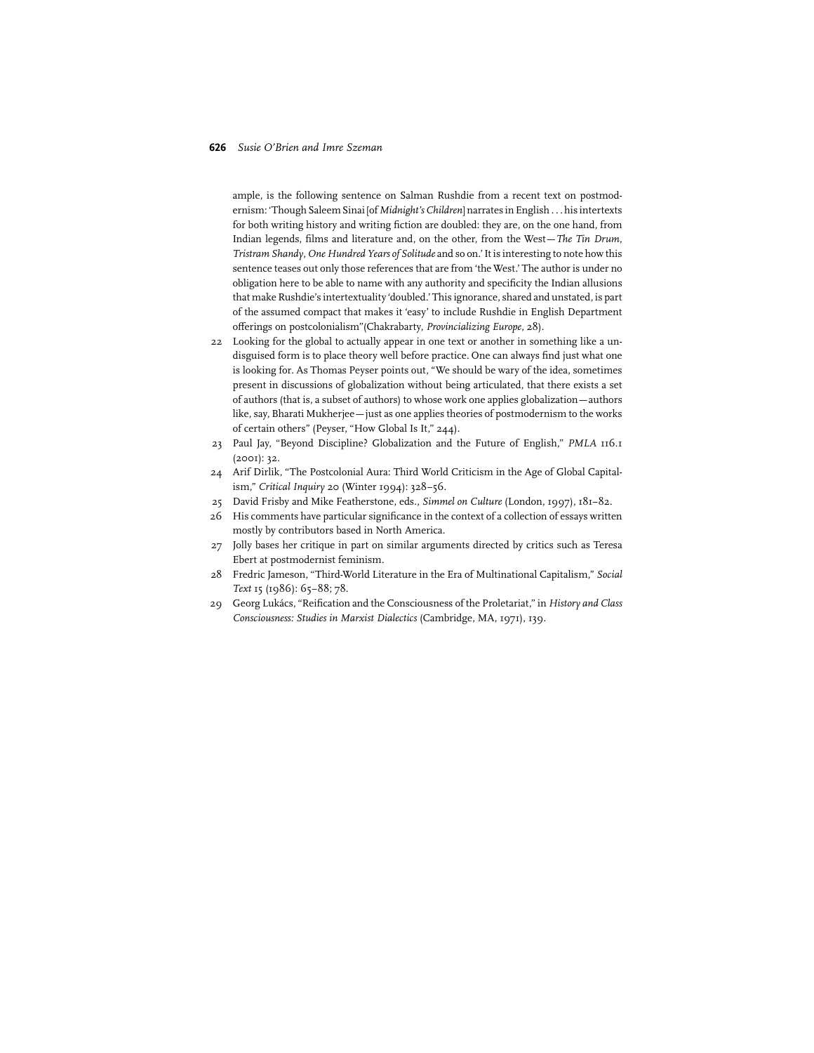ample, is the following sentence on Salman Rushdie from a recent text on postmodernism: 'Though Saleem Sinai [of *Midnight's Children*] narrates in English . . . his intertexts for both writing history and writing fiction are doubled: they are, on the one hand, from Indian legends, films and literature and, on the other, from the West—*The Tin Drum*, *Tristram Shandy*, *One Hundred Years of Solitude* and so on.' It is interesting to note how this sentence teases out only those references that are from 'the West.' The author is under no obligation here to be able to name with any authority and specificity the Indian allusions that make Rushdie's intertextuality 'doubled.' This ignorance, shared and unstated, is part of the assumed compact that makes it 'easy' to include Rushdie in English Department offerings on postcolonialism"(Chakrabarty, *Provincializing Europe*, 28).

22 Looking for the global to actually appear in one text or another in something like a undisguised form is to place theory well before practice. One can always find just what one is looking for. As Thomas Peyser points out, "We should be wary of the idea, sometimes present in discussions of globalization without being articulated, that there exists a set of authors (that is, a subset of authors) to whose work one applies globalization—authors like, say, Bharati Mukherjee—just as one applies theories of postmodernism to the works of certain others" (Peyser, "How Global Is It," 244).

23 Paul Jay, "Beyond Discipline? Globalization and the Future of English," *PMLA* 116.1 (2001): 32.

24 Arif Dirlik, "The Postcolonial Aura: Third World Criticism in the Age of Global Capitalism," *Critical Inquiry* 20 (Winter 1994): 328–56.

25 David Frisby and Mike Featherstone, eds., *Simmel on Culture* (London, 1997), 181–82.

26 His comments have particular significance in the context of a collection of essays written mostly by contributors based in North America.

27 Jolly bases her critique in part on similar arguments directed by critics such as Teresa Ebert at postmodernist feminism.

28 Fredric Jameson, "Third-World Literature in the Era of Multinational Capitalism," *Social Text* 15 (1986): 65–88; 78.

29 Georg Lukács, "Reification and the Consciousness of the Proletariat," in *History and Class Consciousness: Studies in Marxist Dialectics* (Cambridge, MA, 1971), 139.